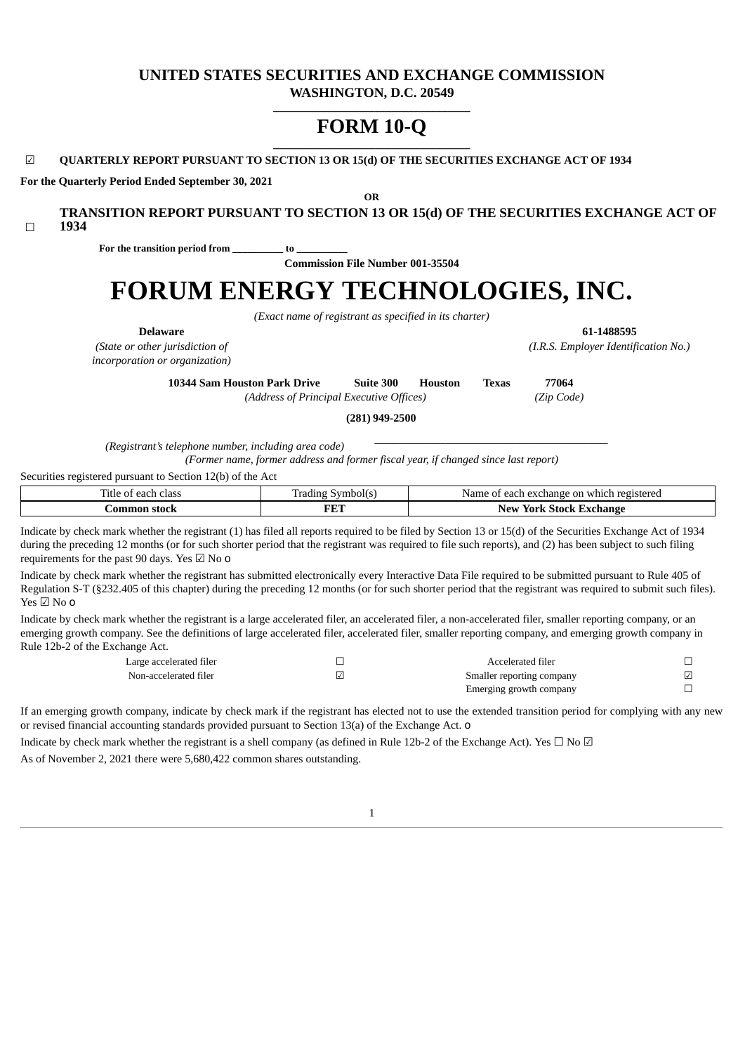# UNITED STATES SECURITIES AND EXCHANGE COMMISSION

**WASHINGTON, D.C. 20549**

# FORM 10-Q

☑ **QUARTERLY REPORT PURSUANT TO SECTION 13 OR 15(d) OF THE SECURITIES EXCHANGE ACT OF 1934**

**For the Quarterly Period Ended September 30, 2021**

**OR**

☐ **TRANSITION REPORT PURSUANT TO SECTION 13 OR 15(d) OF THE SECURITIES EXCHANGE ACT OF 1934**

**For the transition period from __________ to __________**

**Commission File Number 001-35504**

# FORUM ENERGY TECHNOLOGIES, INC.

*(Exact name of registrant as specified in its charter)*

| | |
|---|---|
| **Delaware** | **61-1488595** |
| *(State or other jurisdiction of incorporation or organization)* | *(I.R.S. Employer Identification No.)* |

**10344 Sam Houston Park Drive Suite 300 Houston Texas 77064**

*(Address of Principal Executive Offices) (Zip Code)*

**(281) 949-2500**

*(Registrant's telephone number, including area code)*

*(Former name, former address and former fiscal year, if changed since last report)*

Securities registered pursuant to Section 12(b) of the Act

| Title of each class | Trading Symbol(s) | Name of each exchange on which registered |
|---|---|---|
| **Common stock** | **FET** | **New York Stock Exchange** |

Indicate by check mark whether the registrant (1) has filed all reports required to be filed by Section 13 or 15(d) of the Securities Exchange Act of 1934 during the preceding 12 months (or for such shorter period that the registrant was required to file such reports), and (2) has been subject to such filing requirements for the past 90 days. Yes ☑ No o

Indicate by check mark whether the registrant has submitted electronically every Interactive Data File required to be submitted pursuant to Rule 405 of Regulation S-T (§232.405 of this chapter) during the preceding 12 months (or for such shorter period that the registrant was required to submit such files). Yes ☑ No o

Indicate by check mark whether the registrant is a large accelerated filer, an accelerated filer, a non-accelerated filer, smaller reporting company, or an emerging growth company. See the definitions of large accelerated filer, accelerated filer, smaller reporting company, and emerging growth company in Rule 12b-2 of the Exchange Act.

| | | | |
|---|---|---|---|
| Large accelerated filer | ☐ | Accelerated filer | ☐ |
| Non-accelerated filer | ☑ | Smaller reporting company | ☑ |
| | | Emerging growth company | ☐ |

If an emerging growth company, indicate by check mark if the registrant has elected not to use the extended transition period for complying with any new or revised financial accounting standards provided pursuant to Section 13(a) of the Exchange Act. o

Indicate by check mark whether the registrant is a shell company (as defined in Rule 12b-2 of the Exchange Act). Yes ☐ No ☑

As of November 2, 2021 there were 5,680,422 common shares outstanding.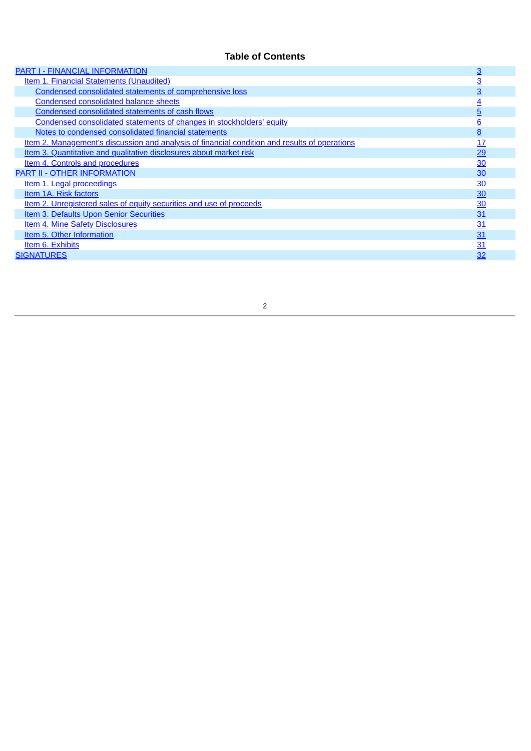## Table of Contents

| | |
|---|---|
| PART I - FINANCIAL INFORMATION | 3 |
| Item 1. Financial Statements (Unaudited) | 3 |
| Condensed consolidated statements of comprehensive loss | 3 |
| Condensed consolidated balance sheets | 4 |
| Condensed consolidated statements of cash flows | 5 |
| Condensed consolidated statements of changes in stockholders' equity | 6 |
| Notes to condensed consolidated financial statements | 8 |
| Item 2. Management's discussion and analysis of financial condition and results of operations | 17 |
| Item 3. Quantitative and qualitative disclosures about market risk | 29 |
| Item 4. Controls and procedures | 30 |
| PART II - OTHER INFORMATION | 30 |
| Item 1. Legal proceedings | 30 |
| Item 1A. Risk factors | 30 |
| Item 2. Unregistered sales of equity securities and use of proceeds | 30 |
| Item 3. Defaults Upon Senior Securities | 31 |
| Item 4. Mine Safety Disclosures | 31 |
| Item 5. Other Information | 31 |
| Item 6. Exhibits | 31 |
| SIGNATURES | 32 |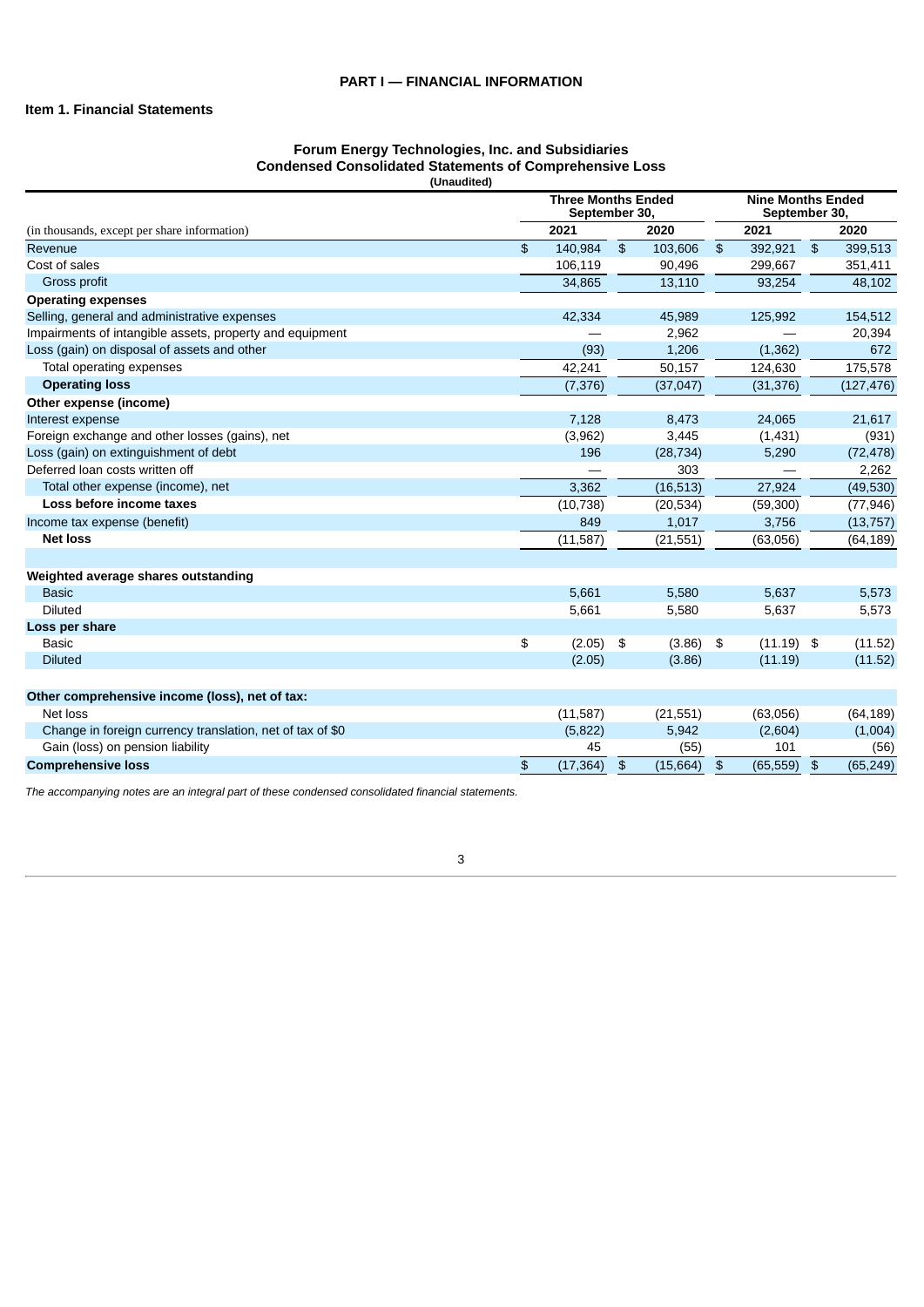# PART I — FINANCIAL INFORMATION

## Item 1. Financial Statements

### Forum Energy Technologies, Inc. and Subsidiaries
### Condensed Consolidated Statements of Comprehensive Loss
**(Unaudited)**

| (in thousands, except per share information) | Three Months Ended September 30, 2021 | Three Months Ended September 30, 2020 | Nine Months Ended September 30, 2021 | Nine Months Ended September 30, 2020 |
|---|---|---|---|---|
| Revenue | $ 140,984 | $ 103,606 | $ 392,921 | $ 399,513 |
| Cost of sales | 106,119 | 90,496 | 299,667 | 351,411 |
| Gross profit | 34,865 | 13,110 | 93,254 | 48,102 |
| **Operating expenses** | | | | |
| Selling, general and administrative expenses | 42,334 | 45,989 | 125,992 | 154,512 |
| Impairments of intangible assets, property and equipment | — | 2,962 | — | 20,394 |
| Loss (gain) on disposal of assets and other | (93) | 1,206 | (1,362) | 672 |
| Total operating expenses | 42,241 | 50,157 | 124,630 | 175,578 |
| **Operating loss** | (7,376) | (37,047) | (31,376) | (127,476) |
| **Other expense (income)** | | | | |
| Interest expense | 7,128 | 8,473 | 24,065 | 21,617 |
| Foreign exchange and other losses (gains), net | (3,962) | 3,445 | (1,431) | (931) |
| Loss (gain) on extinguishment of debt | 196 | (28,734) | 5,290 | (72,478) |
| Deferred loan costs written off | — | 303 | — | 2,262 |
| Total other expense (income), net | 3,362 | (16,513) | 27,924 | (49,530) |
| **Loss before income taxes** | (10,738) | (20,534) | (59,300) | (77,946) |
| Income tax expense (benefit) | 849 | 1,017 | 3,756 | (13,757) |
| **Net loss** | (11,587) | (21,551) | (63,056) | (64,189) |
| | | | | |
| **Weighted average shares outstanding** | | | | |
| Basic | 5,661 | 5,580 | 5,637 | 5,573 |
| Diluted | 5,661 | 5,580 | 5,637 | 5,573 |
| **Loss per share** | | | | |
| Basic | $ (2.05) | $ (3.86) | $ (11.19) | $ (11.52) |
| Diluted | (2.05) | (3.86) | (11.19) | (11.52) |
| | | | | |
| **Other comprehensive income (loss), net of tax:** | | | | |
| Net loss | (11,587) | (21,551) | (63,056) | (64,189) |
| Change in foreign currency translation, net of tax of $0 | (5,822) | 5,942 | (2,604) | (1,004) |
| Gain (loss) on pension liability | 45 | (55) | 101 | (56) |
| **Comprehensive loss** | $ (17,364) | $ (15,664) | $ (65,559) | $ (65,249) |

*The accompanying notes are an integral part of these condensed consolidated financial statements.*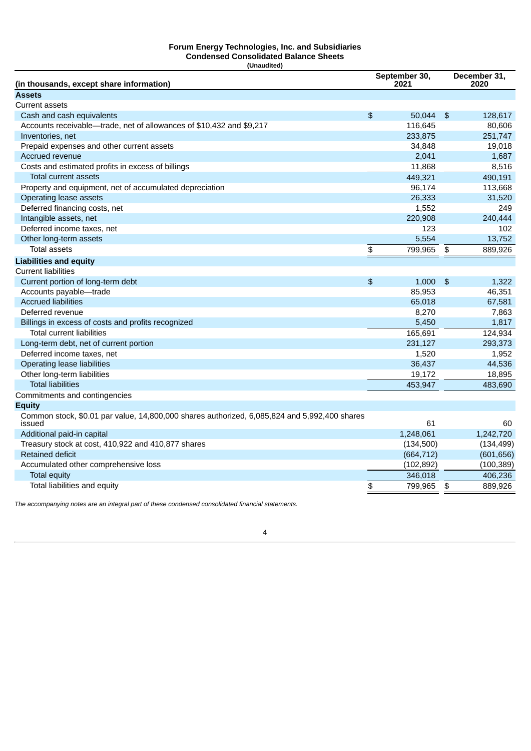**Forum Energy Technologies, Inc. and Subsidiaries**
**Condensed Consolidated Balance Sheets**
**(Unaudited)**

| (in thousands, except share information) | September 30, 2021 | December 31, 2020 |
|---|---|---|
| **Assets** | | |
| Current assets | | |
| Cash and cash equivalents | $ 50,044 | $ 128,617 |
| Accounts receivable—trade, net of allowances of $10,432 and $9,217 | 116,645 | 80,606 |
| Inventories, net | 233,875 | 251,747 |
| Prepaid expenses and other current assets | 34,848 | 19,018 |
| Accrued revenue | 2,041 | 1,687 |
| Costs and estimated profits in excess of billings | 11,868 | 8,516 |
| Total current assets | 449,321 | 490,191 |
| Property and equipment, net of accumulated depreciation | 96,174 | 113,668 |
| Operating lease assets | 26,333 | 31,520 |
| Deferred financing costs, net | 1,552 | 249 |
| Intangible assets, net | 220,908 | 240,444 |
| Deferred income taxes, net | 123 | 102 |
| Other long-term assets | 5,554 | 13,752 |
| Total assets | $ 799,965 | $ 889,926 |
| **Liabilities and equity** | | |
| Current liabilities | | |
| Current portion of long-term debt | $ 1,000 | $ 1,322 |
| Accounts payable—trade | 85,953 | 46,351 |
| Accrued liabilities | 65,018 | 67,581 |
| Deferred revenue | 8,270 | 7,863 |
| Billings in excess of costs and profits recognized | 5,450 | 1,817 |
| Total current liabilities | 165,691 | 124,934 |
| Long-term debt, net of current portion | 231,127 | 293,373 |
| Deferred income taxes, net | 1,520 | 1,952 |
| Operating lease liabilities | 36,437 | 44,536 |
| Other long-term liabilities | 19,172 | 18,895 |
| Total liabilities | 453,947 | 483,690 |
| Commitments and contingencies | | |
| **Equity** | | |
| Common stock, $0.01 par value, 14,800,000 shares authorized, 6,085,824 and 5,992,400 shares issued | 61 | 60 |
| Additional paid-in capital | 1,248,061 | 1,242,720 |
| Treasury stock at cost, 410,922 and 410,877 shares | (134,500) | (134,499) |
| Retained deficit | (664,712) | (601,656) |
| Accumulated other comprehensive loss | (102,892) | (100,389) |
| Total equity | 346,018 | 406,236 |
| Total liabilities and equity | $ 799,965 | $ 889,926 |

*The accompanying notes are an integral part of these condensed consolidated financial statements.*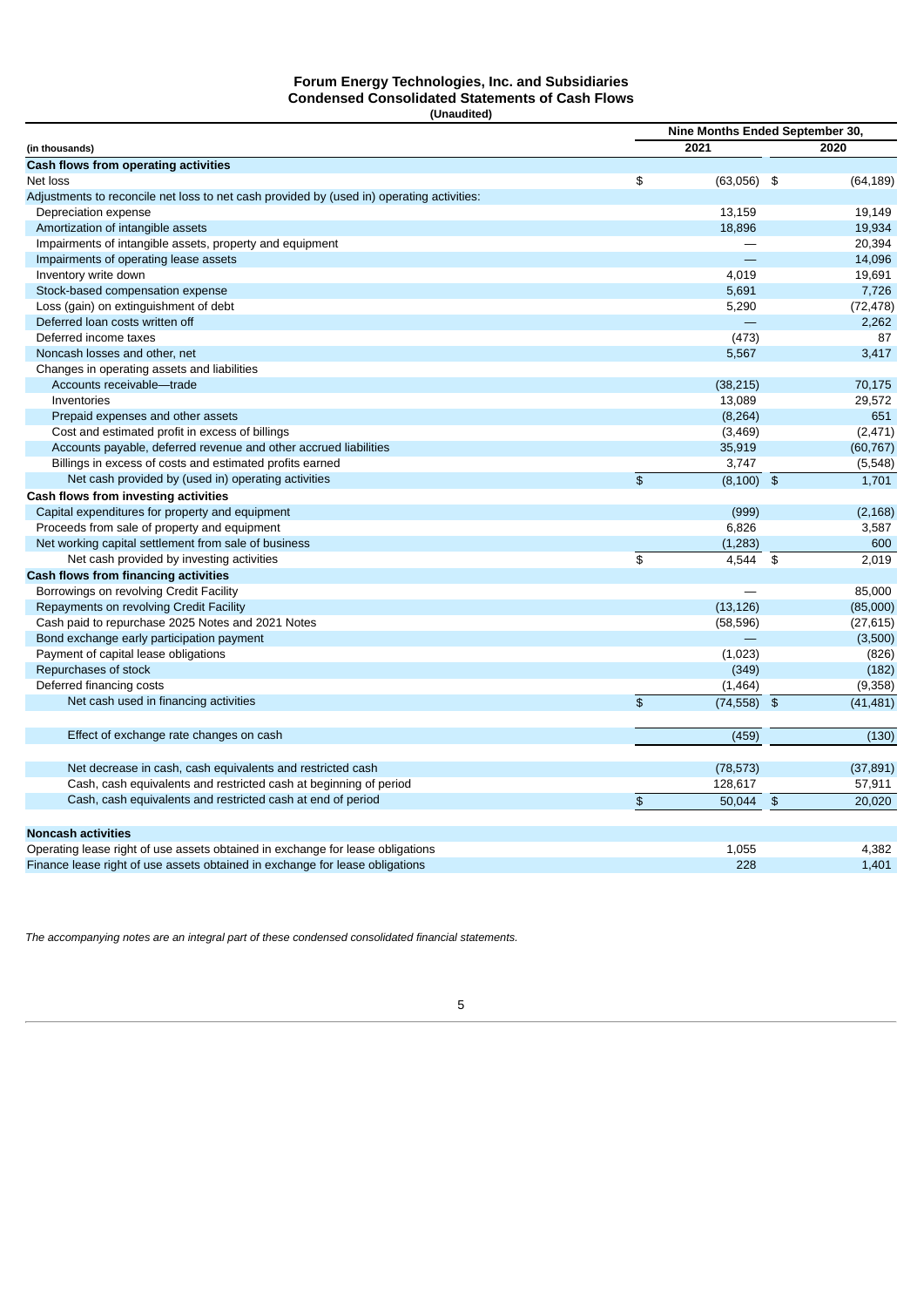**Forum Energy Technologies, Inc. and Subsidiaries**
**Condensed Consolidated Statements of Cash Flows**
**(Unaudited)**

| (in thousands) | Nine Months Ended September 30, 2021 | Nine Months Ended September 30, 2020 |
|---|---|---|
| **Cash flows from operating activities** | | |
| Net loss | $ (63,056) | $ (64,189) |
| Adjustments to reconcile net loss to net cash provided by (used in) operating activities: | | |
| Depreciation expense | 13,159 | 19,149 |
| Amortization of intangible assets | 18,896 | 19,934 |
| Impairments of intangible assets, property and equipment | — | 20,394 |
| Impairments of operating lease assets | — | 14,096 |
| Inventory write down | 4,019 | 19,691 |
| Stock-based compensation expense | 5,691 | 7,726 |
| Loss (gain) on extinguishment of debt | 5,290 | (72,478) |
| Deferred loan costs written off | — | 2,262 |
| Deferred income taxes | (473) | 87 |
| Noncash losses and other, net | 5,567 | 3,417 |
| Changes in operating assets and liabilities | | |
| Accounts receivable—trade | (38,215) | 70,175 |
| Inventories | 13,089 | 29,572 |
| Prepaid expenses and other assets | (8,264) | 651 |
| Cost and estimated profit in excess of billings | (3,469) | (2,471) |
| Accounts payable, deferred revenue and other accrued liabilities | 35,919 | (60,767) |
| Billings in excess of costs and estimated profits earned | 3,747 | (5,548) |
| Net cash provided by (used in) operating activities | $ (8,100) | $ 1,701 |
| **Cash flows from investing activities** | | |
| Capital expenditures for property and equipment | (999) | (2,168) |
| Proceeds from sale of property and equipment | 6,826 | 3,587 |
| Net working capital settlement from sale of business | (1,283) | 600 |
| Net cash provided by investing activities | $ 4,544 | $ 2,019 |
| **Cash flows from financing activities** | | |
| Borrowings on revolving Credit Facility | — | 85,000 |
| Repayments on revolving Credit Facility | (13,126) | (85,000) |
| Cash paid to repurchase 2025 Notes and 2021 Notes | (58,596) | (27,615) |
| Bond exchange early participation payment | — | (3,500) |
| Payment of capital lease obligations | (1,023) | (826) |
| Repurchases of stock | (349) | (182) |
| Deferred financing costs | (1,464) | (9,358) |
| Net cash used in financing activities | $ (74,558) | $ (41,481) |
| | | |
| Effect of exchange rate changes on cash | (459) | (130) |
| | | |
| Net decrease in cash, cash equivalents and restricted cash | (78,573) | (37,891) |
| Cash, cash equivalents and restricted cash at beginning of period | 128,617 | 57,911 |
| Cash, cash equivalents and restricted cash at end of period | $ 50,044 | $ 20,020 |
| | | |
| **Noncash activities** | | |
| Operating lease right of use assets obtained in exchange for lease obligations | 1,055 | 4,382 |
| Finance lease right of use assets obtained in exchange for lease obligations | 228 | 1,401 |

*The accompanying notes are an integral part of these condensed consolidated financial statements.*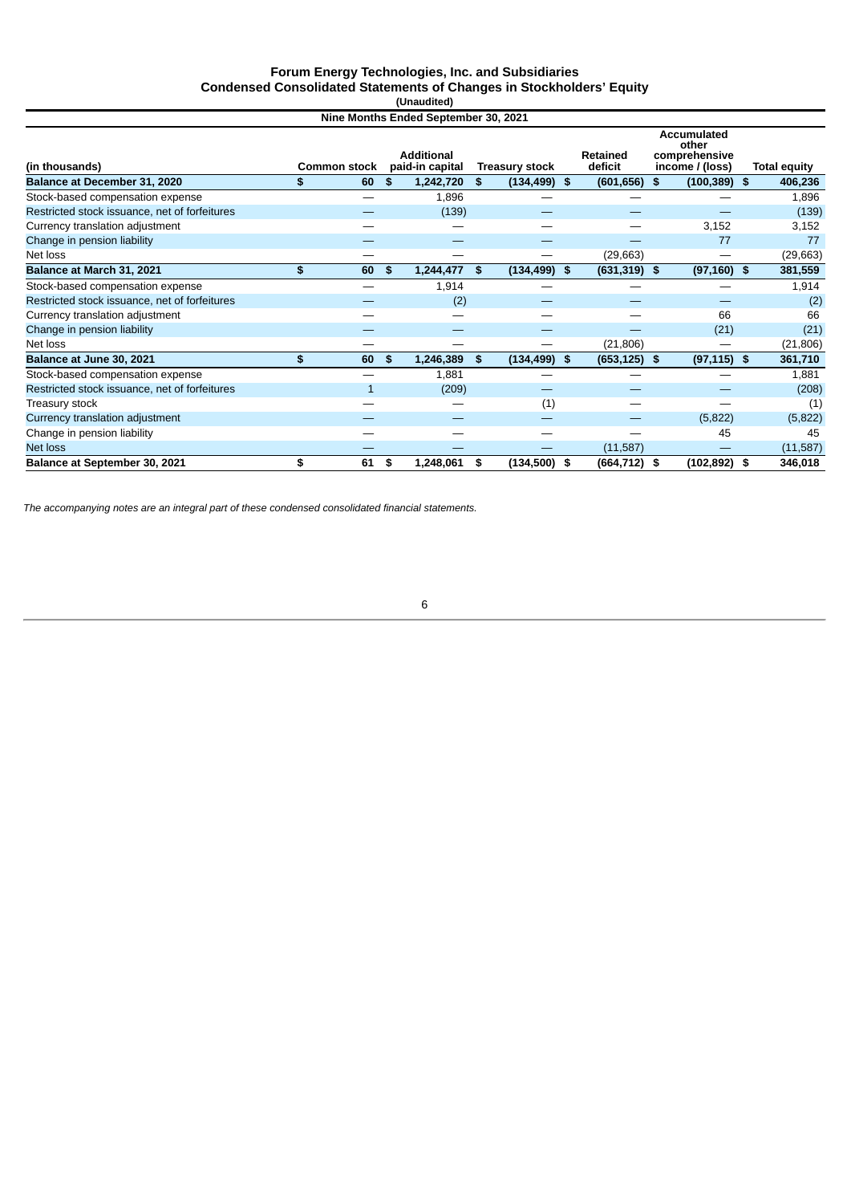# Forum Energy Technologies, Inc. and Subsidiaries
## Condensed Consolidated Statements of Changes in Stockholders' Equity
(Unaudited)

| Nine Months Ended September 30, 2021 | | | | | | |
|---|---|---|---|---|---|---|
| (in thousands) | Common stock | Additional paid-in capital | Treasury stock | Retained deficit | Accumulated other comprehensive income / (loss) | Total equity |
| **Balance at December 31, 2020** | **$ 60** | **$ 1,242,720** | **$ (134,499)** | **$ (601,656)** | **$ (100,389)** | **$ 406,236** |
| Stock-based compensation expense | — | 1,896 | — | — | — | 1,896 |
| Restricted stock issuance, net of forfeitures | — | (139) | — | — | — | (139) |
| Currency translation adjustment | — | — | — | — | 3,152 | 3,152 |
| Change in pension liability | — | — | — | — | 77 | 77 |
| Net loss | — | — | — | (29,663) | — | (29,663) |
| **Balance at March 31, 2021** | **$ 60** | **$ 1,244,477** | **$ (134,499)** | **$ (631,319)** | **$ (97,160)** | **$ 381,559** |
| Stock-based compensation expense | — | 1,914 | — | — | — | 1,914 |
| Restricted stock issuance, net of forfeitures | — | (2) | — | — | — | (2) |
| Currency translation adjustment | — | — | — | — | 66 | 66 |
| Change in pension liability | — | — | — | — | (21) | (21) |
| Net loss | — | — | — | (21,806) | — | (21,806) |
| **Balance at June 30, 2021** | **$ 60** | **$ 1,246,389** | **$ (134,499)** | **$ (653,125)** | **$ (97,115)** | **$ 361,710** |
| Stock-based compensation expense | — | 1,881 | — | — | — | 1,881 |
| Restricted stock issuance, net of forfeitures | 1 | (209) | — | — | — | (208) |
| Treasury stock | — | — | (1) | — | — | (1) |
| Currency translation adjustment | — | — | — | — | (5,822) | (5,822) |
| Change in pension liability | — | — | — | — | 45 | 45 |
| Net loss | — | — | — | (11,587) | — | (11,587) |
| **Balance at September 30, 2021** | **$ 61** | **$ 1,248,061** | **$ (134,500)** | **$ (664,712)** | **$ (102,892)** | **$ 346,018** |

*The accompanying notes are an integral part of these condensed consolidated financial statements.*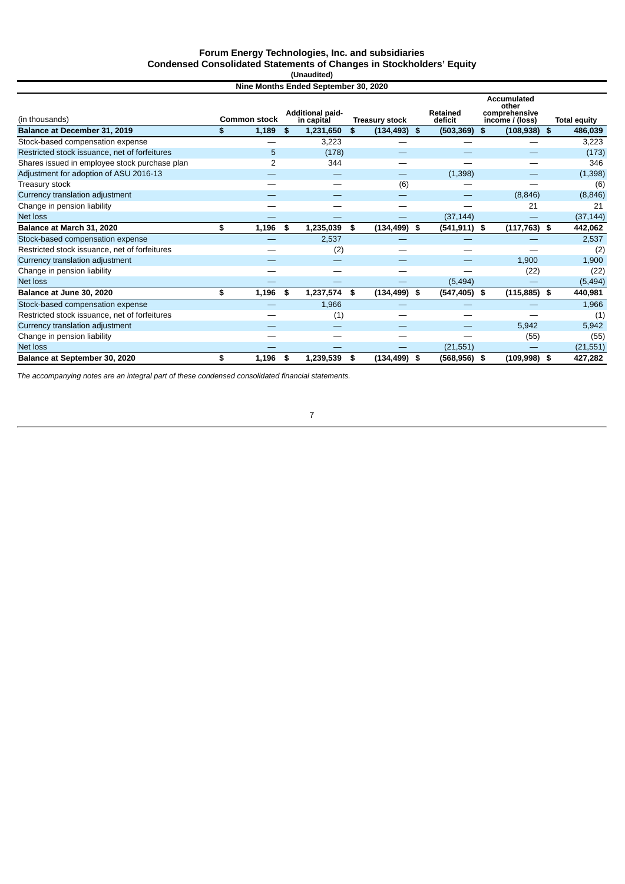# Forum Energy Technologies, Inc. and subsidiaries
## Condensed Consolidated Statements of Changes in Stockholders' Equity
(Unaudited)

| Nine Months Ended September 30, 2020 | | | | | | |
|---|---|---|---|---|---|---|
| (in thousands) | Common stock | Additional paid-in capital | Treasury stock | Retained deficit | Accumulated other comprehensive income / (loss) | Total equity |
| **Balance at December 31, 2019** | **$ 1,189** | **$ 1,231,650** | **$ (134,493)** | **$ (503,369)** | **$ (108,938)** | **$ 486,039** |
| Stock-based compensation expense | — | 3,223 | — | — | — | 3,223 |
| Restricted stock issuance, net of forfeitures | 5 | (178) | — | — | — | (173) |
| Shares issued in employee stock purchase plan | 2 | 344 | — | — | — | 346 |
| Adjustment for adoption of ASU 2016-13 | — | — | — | (1,398) | — | (1,398) |
| Treasury stock | — | — | (6) | — | — | (6) |
| Currency translation adjustment | — | — | — | — | (8,846) | (8,846) |
| Change in pension liability | — | — | — | — | 21 | 21 |
| Net loss | — | — | — | (37,144) | — | (37,144) |
| **Balance at March 31, 2020** | **$ 1,196** | **$ 1,235,039** | **$ (134,499)** | **$ (541,911)** | **$ (117,763)** | **$ 442,062** |
| Stock-based compensation expense | — | 2,537 | — | — | — | 2,537 |
| Restricted stock issuance, net of forfeitures | — | (2) | — | — | — | (2) |
| Currency translation adjustment | — | — | — | — | 1,900 | 1,900 |
| Change in pension liability | — | — | — | — | (22) | (22) |
| Net loss | — | — | — | (5,494) | — | (5,494) |
| **Balance at June 30, 2020** | **$ 1,196** | **$ 1,237,574** | **$ (134,499)** | **$ (547,405)** | **$ (115,885)** | **$ 440,981** |
| Stock-based compensation expense | — | 1,966 | — | — | — | 1,966 |
| Restricted stock issuance, net of forfeitures | — | (1) | — | — | — | (1) |
| Currency translation adjustment | — | — | — | — | 5,942 | 5,942 |
| Change in pension liability | — | — | — | — | (55) | (55) |
| Net loss | — | — | — | (21,551) | — | (21,551) |
| **Balance at September 30, 2020** | **$ 1,196** | **$ 1,239,539** | **$ (134,499)** | **$ (568,956)** | **$ (109,998)** | **$ 427,282** |

*The accompanying notes are an integral part of these condensed consolidated financial statements.*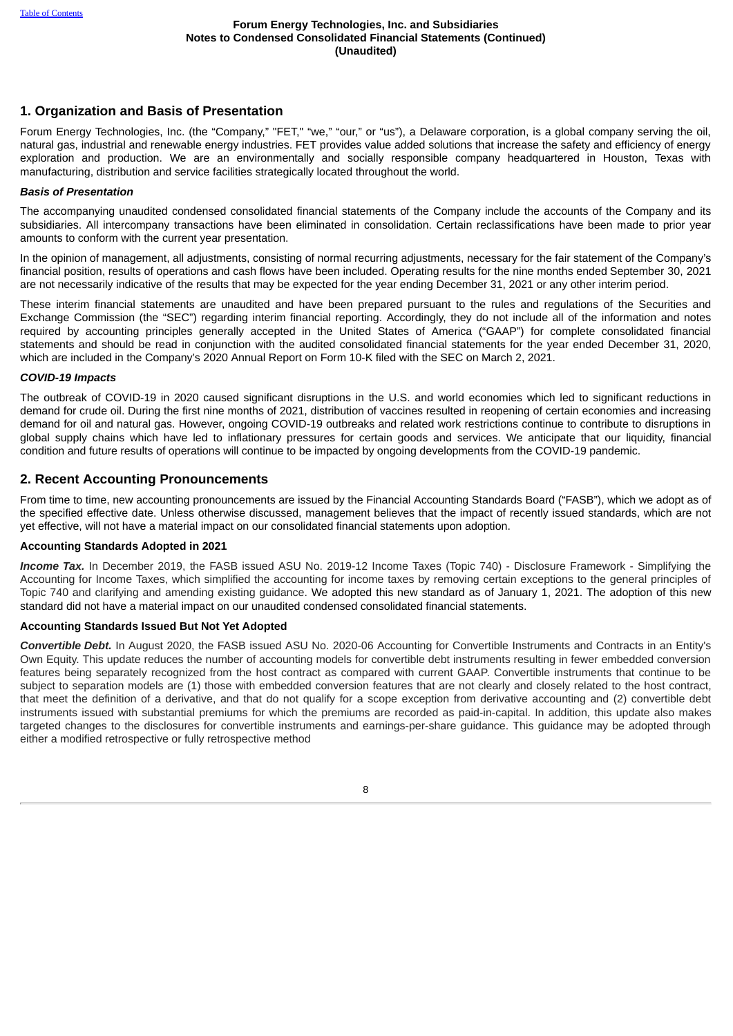## 1. Organization and Basis of Presentation

Forum Energy Technologies, Inc. (the "Company," "FET," "we," "our," or "us"), a Delaware corporation, is a global company serving the oil, natural gas, industrial and renewable energy industries. FET provides value added solutions that increase the safety and efficiency of energy exploration and production. We are an environmentally and socially responsible company headquartered in Houston, Texas with manufacturing, distribution and service facilities strategically located throughout the world.

### *Basis of Presentation*

The accompanying unaudited condensed consolidated financial statements of the Company include the accounts of the Company and its subsidiaries. All intercompany transactions have been eliminated in consolidation. Certain reclassifications have been made to prior year amounts to conform with the current year presentation.

In the opinion of management, all adjustments, consisting of normal recurring adjustments, necessary for the fair statement of the Company's financial position, results of operations and cash flows have been included. Operating results for the nine months ended September 30, 2021 are not necessarily indicative of the results that may be expected for the year ending December 31, 2021 or any other interim period.

These interim financial statements are unaudited and have been prepared pursuant to the rules and regulations of the Securities and Exchange Commission (the "SEC") regarding interim financial reporting. Accordingly, they do not include all of the information and notes required by accounting principles generally accepted in the United States of America ("GAAP") for complete consolidated financial statements and should be read in conjunction with the audited consolidated financial statements for the year ended December 31, 2020, which are included in the Company's 2020 Annual Report on Form 10-K filed with the SEC on March 2, 2021.

### *COVID-19 Impacts*

The outbreak of COVID-19 in 2020 caused significant disruptions in the U.S. and world economies which led to significant reductions in demand for crude oil. During the first nine months of 2021, distribution of vaccines resulted in reopening of certain economies and increasing demand for oil and natural gas. However, ongoing COVID-19 outbreaks and related work restrictions continue to contribute to disruptions in global supply chains which have led to inflationary pressures for certain goods and services. We anticipate that our liquidity, financial condition and future results of operations will continue to be impacted by ongoing developments from the COVID-19 pandemic.

## 2. Recent Accounting Pronouncements

From time to time, new accounting pronouncements are issued by the Financial Accounting Standards Board ("FASB"), which we adopt as of the specified effective date. Unless otherwise discussed, management believes that the impact of recently issued standards, which are not yet effective, will not have a material impact on our consolidated financial statements upon adoption.

### Accounting Standards Adopted in 2021

***Income Tax.*** In December 2019, the FASB issued ASU No. 2019-12 Income Taxes (Topic 740) - Disclosure Framework - Simplifying the Accounting for Income Taxes, which simplified the accounting for income taxes by removing certain exceptions to the general principles of Topic 740 and clarifying and amending existing guidance. We adopted this new standard as of January 1, 2021. The adoption of this new standard did not have a material impact on our unaudited condensed consolidated financial statements.

### Accounting Standards Issued But Not Yet Adopted

***Convertible Debt.*** In August 2020, the FASB issued ASU No. 2020-06 Accounting for Convertible Instruments and Contracts in an Entity's Own Equity. This update reduces the number of accounting models for convertible debt instruments resulting in fewer embedded conversion features being separately recognized from the host contract as compared with current GAAP. Convertible instruments that continue to be subject to separation models are (1) those with embedded conversion features that are not clearly and closely related to the host contract, that meet the definition of a derivative, and that do not qualify for a scope exception from derivative accounting and (2) convertible debt instruments issued with substantial premiums for which the premiums are recorded as paid-in-capital. In addition, this update also makes targeted changes to the disclosures for convertible instruments and earnings-per-share guidance. This guidance may be adopted through either a modified retrospective or fully retrospective method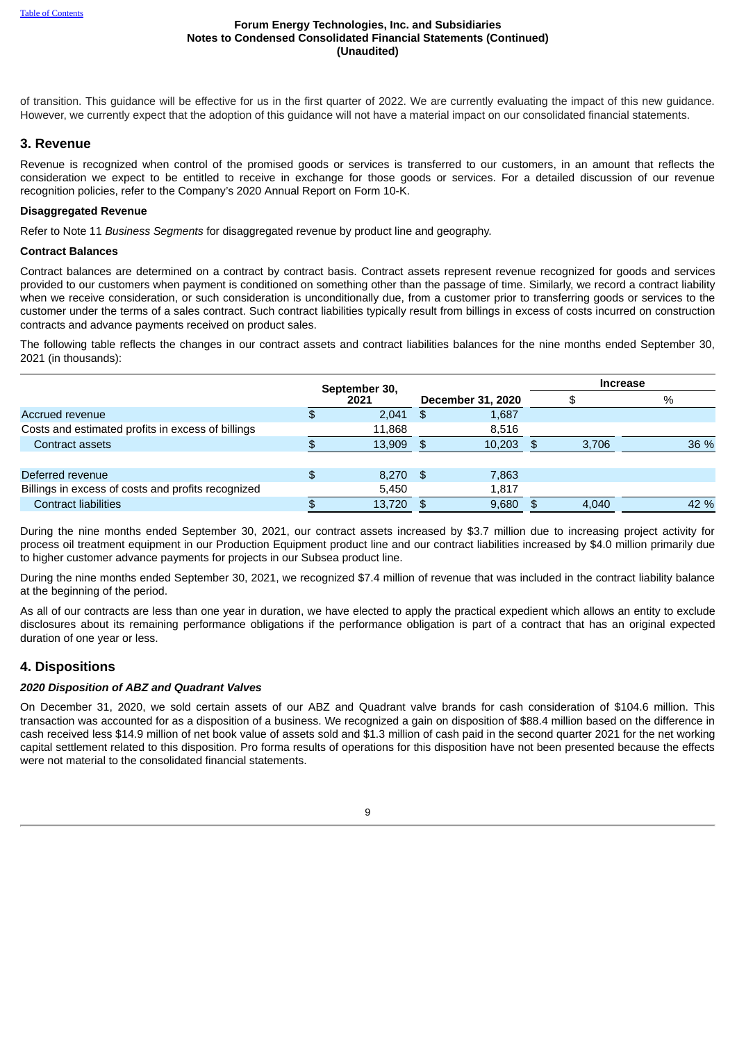of transition. This guidance will be effective for us in the first quarter of 2022. We are currently evaluating the impact of this new guidance. However, we currently expect that the adoption of this guidance will not have a material impact on our consolidated financial statements.

## 3. Revenue

Revenue is recognized when control of the promised goods or services is transferred to our customers, in an amount that reflects the consideration we expect to be entitled to receive in exchange for those goods or services. For a detailed discussion of our revenue recognition policies, refer to the Company's 2020 Annual Report on Form 10-K.

**Disaggregated Revenue**

Refer to Note 11 *Business Segments* for disaggregated revenue by product line and geography.

**Contract Balances**

Contract balances are determined on a contract by contract basis. Contract assets represent revenue recognized for goods and services provided to our customers when payment is conditioned on something other than the passage of time. Similarly, we record a contract liability when we receive consideration, or such consideration is unconditionally due, from a customer prior to transferring goods or services to the customer under the terms of a sales contract. Such contract liabilities typically result from billings in excess of costs incurred on construction contracts and advance payments received on product sales.

The following table reflects the changes in our contract assets and contract liabilities balances for the nine months ended September 30, 2021 (in thousands):

| | September 30, 2021 | December 31, 2020 | Increase | |
|---|---|---|---|---|
| | | | $ | % |
| Accrued revenue | $ 2,041 | $ 1,687 | | |
| Costs and estimated profits in excess of billings | 11,868 | 8,516 | | |
| Contract assets | $ 13,909 | $ 10,203 | $ 3,706 | 36 % |
| | | | | |
| Deferred revenue | $ 8,270 | $ 7,863 | | |
| Billings in excess of costs and profits recognized | 5,450 | 1,817 | | |
| Contract liabilities | $ 13,720 | $ 9,680 | $ 4,040 | 42 % |

During the nine months ended September 30, 2021, our contract assets increased by $3.7 million due to increasing project activity for process oil treatment equipment in our Production Equipment product line and our contract liabilities increased by $4.0 million primarily due to higher customer advance payments for projects in our Subsea product line.

During the nine months ended September 30, 2021, we recognized $7.4 million of revenue that was included in the contract liability balance at the beginning of the period.

As all of our contracts are less than one year in duration, we have elected to apply the practical expedient which allows an entity to exclude disclosures about its remaining performance obligations if the performance obligation is part of a contract that has an original expected duration of one year or less.

## 4. Dispositions

***2020 Disposition of ABZ and Quadrant Valves***

On December 31, 2020, we sold certain assets of our ABZ and Quadrant valve brands for cash consideration of $104.6 million. This transaction was accounted for as a disposition of a business. We recognized a gain on disposition of $88.4 million based on the difference in cash received less $14.9 million of net book value of assets sold and $1.3 million of cash paid in the second quarter 2021 for the net working capital settlement related to this disposition. Pro forma results of operations for this disposition have not been presented because the effects were not material to the consolidated financial statements.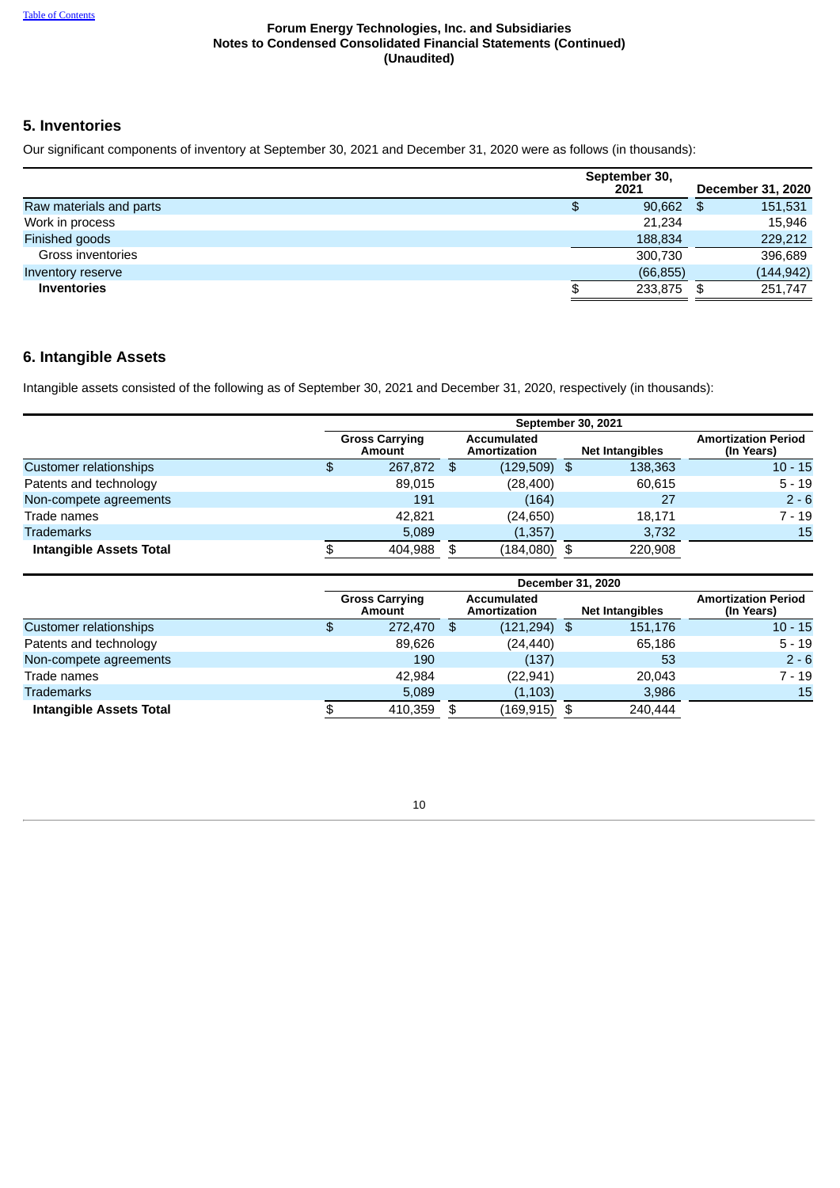Forum Energy Technologies, Inc. and Subsidiaries
Notes to Condensed Consolidated Financial Statements (Continued)
(Unaudited)

## 5. Inventories

Our significant components of inventory at September 30, 2021 and December 31, 2020 were as follows (in thousands):

| | September 30, 2021 | December 31, 2020 |
|---|---|---|
| Raw materials and parts | $ 90,662 | $ 151,531 |
| Work in process | 21,234 | 15,946 |
| Finished goods | 188,834 | 229,212 |
| Gross inventories | 300,730 | 396,689 |
| Inventory reserve | (66,855) | (144,942) |
| **Inventories** | $ 233,875 | $ 251,747 |

## 6. Intangible Assets

Intangible assets consisted of the following as of September 30, 2021 and December 31, 2020, respectively (in thousands):

| | September 30, 2021 | | | |
|---|---|---|---|---|
| | Gross Carrying Amount | Accumulated Amortization | Net Intangibles | Amortization Period (In Years) |
| Customer relationships | $ 267,872 | $ (129,509) | $ 138,363 | 10 - 15 |
| Patents and technology | 89,015 | (28,400) | 60,615 | 5 - 19 |
| Non-compete agreements | 191 | (164) | 27 | 2 - 6 |
| Trade names | 42,821 | (24,650) | 18,171 | 7 - 19 |
| Trademarks | 5,089 | (1,357) | 3,732 | 15 |
| **Intangible Assets Total** | $ 404,988 | $ (184,080) | $ 220,908 | |

| | December 31, 2020 | | | |
|---|---|---|---|---|
| | Gross Carrying Amount | Accumulated Amortization | Net Intangibles | Amortization Period (In Years) |
| Customer relationships | $ 272,470 | $ (121,294) | $ 151,176 | 10 - 15 |
| Patents and technology | 89,626 | (24,440) | 65,186 | 5 - 19 |
| Non-compete agreements | 190 | (137) | 53 | 2 - 6 |
| Trade names | 42,984 | (22,941) | 20,043 | 7 - 19 |
| Trademarks | 5,089 | (1,103) | 3,986 | 15 |
| **Intangible Assets Total** | $ 410,359 | $ (169,915) | $ 240,444 | |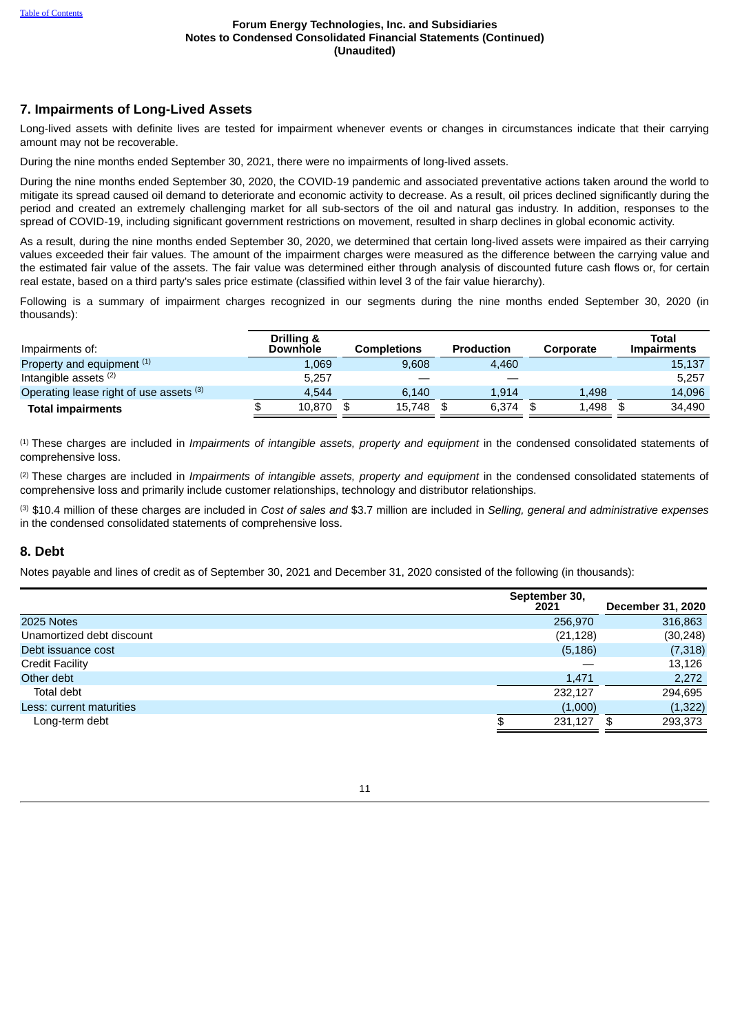## 7. Impairments of Long-Lived Assets

Long-lived assets with definite lives are tested for impairment whenever events or changes in circumstances indicate that their carrying amount may not be recoverable.

During the nine months ended September 30, 2021, there were no impairments of long-lived assets.

During the nine months ended September 30, 2020, the COVID-19 pandemic and associated preventative actions taken around the world to mitigate its spread caused oil demand to deteriorate and economic activity to decrease. As a result, oil prices declined significantly during the period and created an extremely challenging market for all sub-sectors of the oil and natural gas industry. In addition, responses to the spread of COVID-19, including significant government restrictions on movement, resulted in sharp declines in global economic activity.

As a result, during the nine months ended September 30, 2020, we determined that certain long-lived assets were impaired as their carrying values exceeded their fair values. The amount of the impairment charges were measured as the difference between the carrying value and the estimated fair value of the assets. The fair value was determined either through analysis of discounted future cash flows or, for certain real estate, based on a third party's sales price estimate (classified within level 3 of the fair value hierarchy).

Following is a summary of impairment charges recognized in our segments during the nine months ended September 30, 2020 (in thousands):

| Impairments of: | Drilling & Downhole | Completions | Production | Corporate | Total Impairments |
|---|---|---|---|---|---|
| Property and equipment [1] | 1,069 | 9,608 | 4,460 | | 15,137 |
| Intangible assets [2] | 5,257 | — | — | | 5,257 |
| Operating lease right of use assets [3] | 4,544 | 6,140 | 1,914 | 1,498 | 14,096 |
| **Total impairments** | $ 10,870 | $ 15,748 | $ 6,374 | $ 1,498 | $ 34,490 |

[1] These charges are included in *Impairments of intangible assets, property and equipment* in the condensed consolidated statements of comprehensive loss.

[2] These charges are included in *Impairments of intangible assets, property and equipment* in the condensed consolidated statements of comprehensive loss and primarily include customer relationships, technology and distributor relationships.

[3] $10.4 million of these charges are included in *Cost of sales and* $3.7 million are included in *Selling, general and administrative expenses* in the condensed consolidated statements of comprehensive loss.

## 8. Debt

Notes payable and lines of credit as of September 30, 2021 and December 31, 2020 consisted of the following (in thousands):

| | September 30, 2021 | December 31, 2020 |
|---|---|---|
| 2025 Notes | 256,970 | 316,863 |
| Unamortized debt discount | (21,128) | (30,248) |
| Debt issuance cost | (5,186) | (7,318) |
| Credit Facility | — | 13,126 |
| Other debt | 1,471 | 2,272 |
| Total debt | 232,127 | 294,695 |
| Less: current maturities | (1,000) | (1,322) |
| Long-term debt | $ 231,127 | $ 293,373 |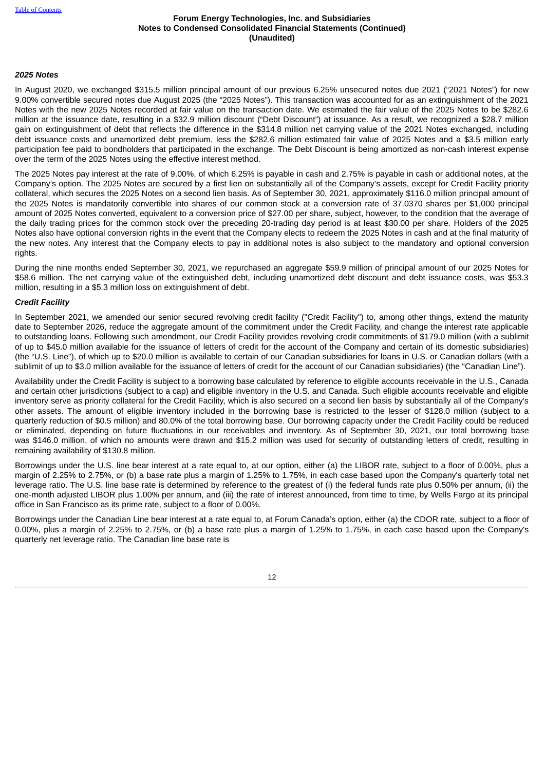### *2025 Notes*

In August 2020, we exchanged $315.5 million principal amount of our previous 6.25% unsecured notes due 2021 ("2021 Notes") for new 9.00% convertible secured notes due August 2025 (the "2025 Notes"). This transaction was accounted for as an extinguishment of the 2021 Notes with the new 2025 Notes recorded at fair value on the transaction date. We estimated the fair value of the 2025 Notes to be $282.6 million at the issuance date, resulting in a $32.9 million discount ("Debt Discount") at issuance. As a result, we recognized a $28.7 million gain on extinguishment of debt that reflects the difference in the $314.8 million net carrying value of the 2021 Notes exchanged, including debt issuance costs and unamortized debt premium, less the $282.6 million estimated fair value of 2025 Notes and a $3.5 million early participation fee paid to bondholders that participated in the exchange. The Debt Discount is being amortized as non-cash interest expense over the term of the 2025 Notes using the effective interest method.

The 2025 Notes pay interest at the rate of 9.00%, of which 6.25% is payable in cash and 2.75% is payable in cash or additional notes, at the Company's option. The 2025 Notes are secured by a first lien on substantially all of the Company's assets, except for Credit Facility priority collateral, which secures the 2025 Notes on a second lien basis. As of September 30, 2021, approximately $116.0 million principal amount of the 2025 Notes is mandatorily convertible into shares of our common stock at a conversion rate of 37.0370 shares per $1,000 principal amount of 2025 Notes converted, equivalent to a conversion price of $27.00 per share, subject, however, to the condition that the average of the daily trading prices for the common stock over the preceding 20-trading day period is at least $30.00 per share. Holders of the 2025 Notes also have optional conversion rights in the event that the Company elects to redeem the 2025 Notes in cash and at the final maturity of the new notes. Any interest that the Company elects to pay in additional notes is also subject to the mandatory and optional conversion rights.

During the nine months ended September 30, 2021, we repurchased an aggregate $59.9 million of principal amount of our 2025 Notes for $58.6 million. The net carrying value of the extinguished debt, including unamortized debt discount and debt issuance costs, was $53.3 million, resulting in a $5.3 million loss on extinguishment of debt.

### *Credit Facility*

In September 2021, we amended our senior secured revolving credit facility ("Credit Facility") to, among other things, extend the maturity date to September 2026, reduce the aggregate amount of the commitment under the Credit Facility, and change the interest rate applicable to outstanding loans. Following such amendment, our Credit Facility provides revolving credit commitments of $179.0 million (with a sublimit of up to $45.0 million available for the issuance of letters of credit for the account of the Company and certain of its domestic subsidiaries) (the "U.S. Line"), of which up to $20.0 million is available to certain of our Canadian subsidiaries for loans in U.S. or Canadian dollars (with a sublimit of up to $3.0 million available for the issuance of letters of credit for the account of our Canadian subsidiaries) (the "Canadian Line").

Availability under the Credit Facility is subject to a borrowing base calculated by reference to eligible accounts receivable in the U.S., Canada and certain other jurisdictions (subject to a cap) and eligible inventory in the U.S. and Canada. Such eligible accounts receivable and eligible inventory serve as priority collateral for the Credit Facility, which is also secured on a second lien basis by substantially all of the Company's other assets. The amount of eligible inventory included in the borrowing base is restricted to the lesser of $128.0 million (subject to a quarterly reduction of $0.5 million) and 80.0% of the total borrowing base. Our borrowing capacity under the Credit Facility could be reduced or eliminated, depending on future fluctuations in our receivables and inventory. As of September 30, 2021, our total borrowing base was $146.0 million, of which no amounts were drawn and $15.2 million was used for security of outstanding letters of credit, resulting in remaining availability of $130.8 million.

Borrowings under the U.S. line bear interest at a rate equal to, at our option, either (a) the LIBOR rate, subject to a floor of 0.00%, plus a margin of 2.25% to 2.75%, or (b) a base rate plus a margin of 1.25% to 1.75%, in each case based upon the Company's quarterly total net leverage ratio. The U.S. line base rate is determined by reference to the greatest of (i) the federal funds rate plus 0.50% per annum, (ii) the one-month adjusted LIBOR plus 1.00% per annum, and (iii) the rate of interest announced, from time to time, by Wells Fargo at its principal office in San Francisco as its prime rate, subject to a floor of 0.00%.

Borrowings under the Canadian Line bear interest at a rate equal to, at Forum Canada's option, either (a) the CDOR rate, subject to a floor of 0.00%, plus a margin of 2.25% to 2.75%, or (b) a base rate plus a margin of 1.25% to 1.75%, in each case based upon the Company's quarterly net leverage ratio. The Canadian line base rate is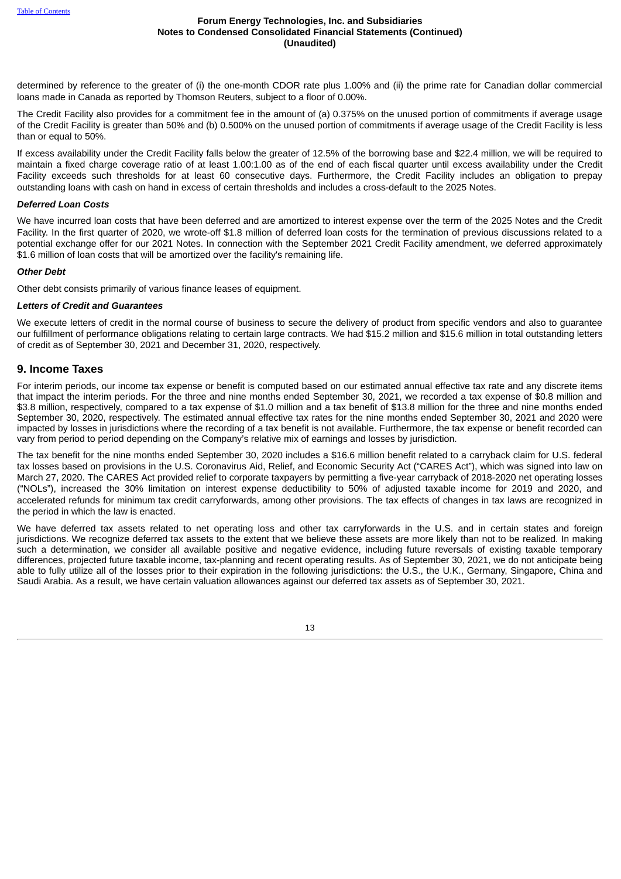determined by reference to the greater of (i) the one-month CDOR rate plus 1.00% and (ii) the prime rate for Canadian dollar commercial loans made in Canada as reported by Thomson Reuters, subject to a floor of 0.00%.

The Credit Facility also provides for a commitment fee in the amount of (a) 0.375% on the unused portion of commitments if average usage of the Credit Facility is greater than 50% and (b) 0.500% on the unused portion of commitments if average usage of the Credit Facility is less than or equal to 50%.

If excess availability under the Credit Facility falls below the greater of 12.5% of the borrowing base and $22.4 million, we will be required to maintain a fixed charge coverage ratio of at least 1.00:1.00 as of the end of each fiscal quarter until excess availability under the Credit Facility exceeds such thresholds for at least 60 consecutive days. Furthermore, the Credit Facility includes an obligation to prepay outstanding loans with cash on hand in excess of certain thresholds and includes a cross-default to the 2025 Notes.

***Deferred Loan Costs***

We have incurred loan costs that have been deferred and are amortized to interest expense over the term of the 2025 Notes and the Credit Facility. In the first quarter of 2020, we wrote-off $1.8 million of deferred loan costs for the termination of previous discussions related to a potential exchange offer for our 2021 Notes. In connection with the September 2021 Credit Facility amendment, we deferred approximately $1.6 million of loan costs that will be amortized over the facility's remaining life.

***Other Debt***

Other debt consists primarily of various finance leases of equipment.

***Letters of Credit and Guarantees***

We execute letters of credit in the normal course of business to secure the delivery of product from specific vendors and also to guarantee our fulfillment of performance obligations relating to certain large contracts. We had $15.2 million and $15.6 million in total outstanding letters of credit as of September 30, 2021 and December 31, 2020, respectively.

## 9. Income Taxes

For interim periods, our income tax expense or benefit is computed based on our estimated annual effective tax rate and any discrete items that impact the interim periods. For the three and nine months ended September 30, 2021, we recorded a tax expense of $0.8 million and $3.8 million, respectively, compared to a tax expense of $1.0 million and a tax benefit of $13.8 million for the three and nine months ended September 30, 2020, respectively. The estimated annual effective tax rates for the nine months ended September 30, 2021 and 2020 were impacted by losses in jurisdictions where the recording of a tax benefit is not available. Furthermore, the tax expense or benefit recorded can vary from period to period depending on the Company's relative mix of earnings and losses by jurisdiction.

The tax benefit for the nine months ended September 30, 2020 includes a $16.6 million benefit related to a carryback claim for U.S. federal tax losses based on provisions in the U.S. Coronavirus Aid, Relief, and Economic Security Act ("CARES Act"), which was signed into law on March 27, 2020. The CARES Act provided relief to corporate taxpayers by permitting a five-year carryback of 2018-2020 net operating losses ("NOLs"), increased the 30% limitation on interest expense deductibility to 50% of adjusted taxable income for 2019 and 2020, and accelerated refunds for minimum tax credit carryforwards, among other provisions. The tax effects of changes in tax laws are recognized in the period in which the law is enacted.

We have deferred tax assets related to net operating loss and other tax carryforwards in the U.S. and in certain states and foreign jurisdictions. We recognize deferred tax assets to the extent that we believe these assets are more likely than not to be realized. In making such a determination, we consider all available positive and negative evidence, including future reversals of existing taxable temporary differences, projected future taxable income, tax-planning and recent operating results. As of September 30, 2021, we do not anticipate being able to fully utilize all of the losses prior to their expiration in the following jurisdictions: the U.S., the U.K., Germany, Singapore, China and Saudi Arabia. As a result, we have certain valuation allowances against our deferred tax assets as of September 30, 2021.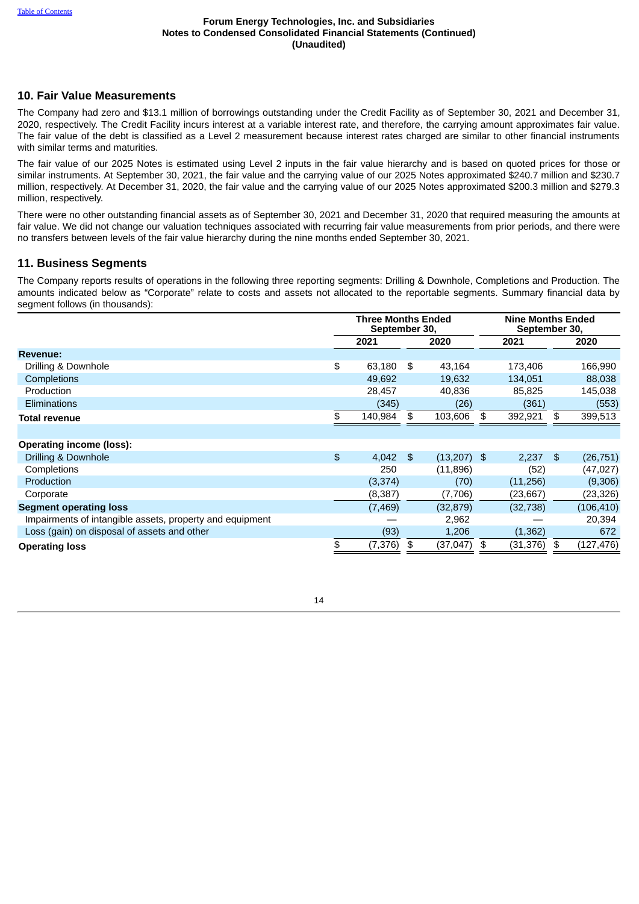## 10. Fair Value Measurements

The Company had zero and $13.1 million of borrowings outstanding under the Credit Facility as of September 30, 2021 and December 31, 2020, respectively. The Credit Facility incurs interest at a variable interest rate, and therefore, the carrying amount approximates fair value. The fair value of the debt is classified as a Level 2 measurement because interest rates charged are similar to other financial instruments with similar terms and maturities.

The fair value of our 2025 Notes is estimated using Level 2 inputs in the fair value hierarchy and is based on quoted prices for those or similar instruments. At September 30, 2021, the fair value and the carrying value of our 2025 Notes approximated $240.7 million and $230.7 million, respectively. At December 31, 2020, the fair value and the carrying value of our 2025 Notes approximated $200.3 million and $279.3 million, respectively.

There were no other outstanding financial assets as of September 30, 2021 and December 31, 2020 that required measuring the amounts at fair value. We did not change our valuation techniques associated with recurring fair value measurements from prior periods, and there were no transfers between levels of the fair value hierarchy during the nine months ended September 30, 2021.

## 11. Business Segments

The Company reports results of operations in the following three reporting segments: Drilling & Downhole, Completions and Production. The amounts indicated below as "Corporate" relate to costs and assets not allocated to the reportable segments. Summary financial data by segment follows (in thousands):

| | Three Months Ended September 30, | | Nine Months Ended September 30, | |
|---|---|---|---|---|
| | 2021 | 2020 | 2021 | 2020 |
| **Revenue:** | | | | |
| Drilling & Downhole | $ 63,180 | $ 43,164 | 173,406 | 166,990 |
| Completions | 49,692 | 19,632 | 134,051 | 88,038 |
| Production | 28,457 | 40,836 | 85,825 | 145,038 |
| Eliminations | (345) | (26) | (361) | (553) |
| **Total revenue** | $ 140,984 | $ 103,606 | $ 392,921 | $ 399,513 |
| | | | | |
| **Operating income (loss):** | | | | |
| Drilling & Downhole | $ 4,042 | $ (13,207) | $ 2,237 | $ (26,751) |
| Completions | 250 | (11,896) | (52) | (47,027) |
| Production | (3,374) | (70) | (11,256) | (9,306) |
| Corporate | (8,387) | (7,706) | (23,667) | (23,326) |
| **Segment operating loss** | (7,469) | (32,879) | (32,738) | (106,410) |
| Impairments of intangible assets, property and equipment | — | 2,962 | — | 20,394 |
| Loss (gain) on disposal of assets and other | (93) | 1,206 | (1,362) | 672 |
| **Operating loss** | $ (7,376) | $ (37,047) | $ (31,376) | $ (127,476) |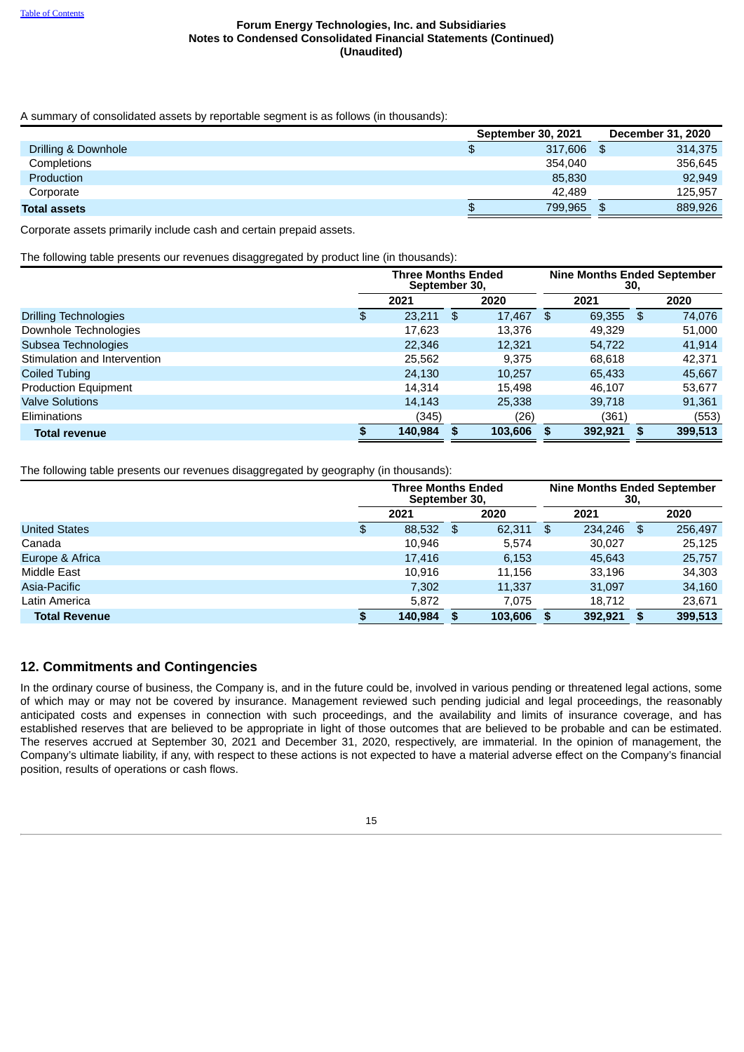A summary of consolidated assets by reportable segment is as follows (in thousands):

| | September 30, 2021 | December 31, 2020 |
|---|---|---|
| Drilling & Downhole | $ 317,606 | $ 314,375 |
| Completions | 354,040 | 356,645 |
| Production | 85,830 | 92,949 |
| Corporate | 42,489 | 125,957 |
| **Total assets** | $ 799,965 | $ 889,926 |

Corporate assets primarily include cash and certain prepaid assets.

The following table presents our revenues disaggregated by product line (in thousands):

| | Three Months Ended September 30, | | Nine Months Ended September 30, | |
|---|---|---|---|---|
| | 2021 | 2020 | 2021 | 2020 |
| Drilling Technologies | $ 23,211 | $ 17,467 | $ 69,355 | $ 74,076 |
| Downhole Technologies | 17,623 | 13,376 | 49,329 | 51,000 |
| Subsea Technologies | 22,346 | 12,321 | 54,722 | 41,914 |
| Stimulation and Intervention | 25,562 | 9,375 | 68,618 | 42,371 |
| Coiled Tubing | 24,130 | 10,257 | 65,433 | 45,667 |
| Production Equipment | 14,314 | 15,498 | 46,107 | 53,677 |
| Valve Solutions | 14,143 | 25,338 | 39,718 | 91,361 |
| Eliminations | (345) | (26) | (361) | (553) |
| **Total revenue** | **$ 140,984** | **$ 103,606** | **$ 392,921** | **$ 399,513** |

The following table presents our revenues disaggregated by geography (in thousands):

| | Three Months Ended September 30, | | Nine Months Ended September 30, | |
|---|---|---|---|---|
| | 2021 | 2020 | 2021 | 2020 |
| United States | $ 88,532 | $ 62,311 | $ 234,246 | $ 256,497 |
| Canada | 10,946 | 5,574 | 30,027 | 25,125 |
| Europe & Africa | 17,416 | 6,153 | 45,643 | 25,757 |
| Middle East | 10,916 | 11,156 | 33,196 | 34,303 |
| Asia-Pacific | 7,302 | 11,337 | 31,097 | 34,160 |
| Latin America | 5,872 | 7,075 | 18,712 | 23,671 |
| **Total Revenue** | **$ 140,984** | **$ 103,606** | **$ 392,921** | **$ 399,513** |

## 12. Commitments and Contingencies

In the ordinary course of business, the Company is, and in the future could be, involved in various pending or threatened legal actions, some of which may or may not be covered by insurance. Management reviewed such pending judicial and legal proceedings, the reasonably anticipated costs and expenses in connection with such proceedings, and the availability and limits of insurance coverage, and has established reserves that are believed to be appropriate in light of those outcomes that are believed to be probable and can be estimated. The reserves accrued at September 30, 2021 and December 31, 2020, respectively, are immaterial. In the opinion of management, the Company's ultimate liability, if any, with respect to these actions is not expected to have a material adverse effect on the Company's financial position, results of operations or cash flows.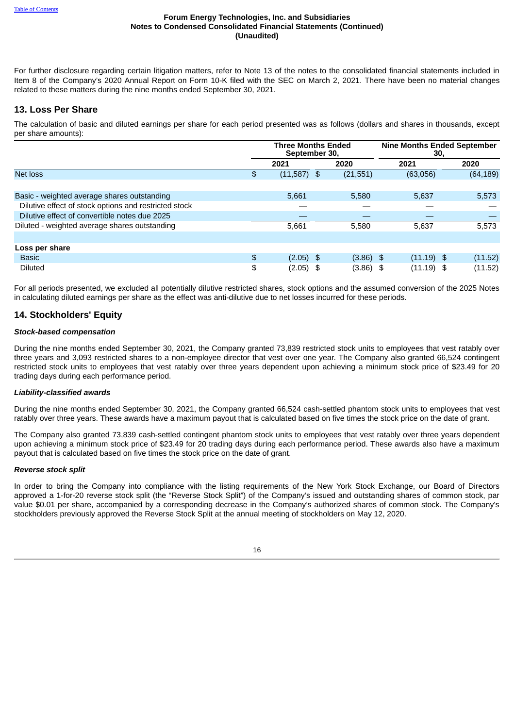For further disclosure regarding certain litigation matters, refer to Note 13 of the notes to the consolidated financial statements included in Item 8 of the Company's 2020 Annual Report on Form 10-K filed with the SEC on March 2, 2021. There have been no material changes related to these matters during the nine months ended September 30, 2021.

## 13. Loss Per Share

The calculation of basic and diluted earnings per share for each period presented was as follows (dollars and shares in thousands, except per share amounts):

| | Three Months Ended September 30, | | Nine Months Ended September 30, | |
|---|---|---|---|---|
| | 2021 | 2020 | 2021 | 2020 |
| Net loss | $ (11,587) | $ (21,551) | (63,056) | (64,189) |
| | | | | |
| Basic - weighted average shares outstanding | 5,661 | 5,580 | 5,637 | 5,573 |
| Dilutive effect of stock options and restricted stock | — | — | — | — |
| Dilutive effect of convertible notes due 2025 | — | — | — | — |
| Diluted - weighted average shares outstanding | 5,661 | 5,580 | 5,637 | 5,573 |
| | | | | |
| **Loss per share** | | | | |
| Basic | $ (2.05) | $ (3.86) | $ (11.19) | $ (11.52) |
| Diluted | $ (2.05) | $ (3.86) | $ (11.19) | $ (11.52) |

For all periods presented, we excluded all potentially dilutive restricted shares, stock options and the assumed conversion of the 2025 Notes in calculating diluted earnings per share as the effect was anti-dilutive due to net losses incurred for these periods.

## 14. Stockholders' Equity

***Stock-based compensation***

During the nine months ended September 30, 2021, the Company granted 73,839 restricted stock units to employees that vest ratably over three years and 3,093 restricted shares to a non-employee director that vest over one year. The Company also granted 66,524 contingent restricted stock units to employees that vest ratably over three years dependent upon achieving a minimum stock price of $23.49 for 20 trading days during each performance period.

***Liability-classified awards***

During the nine months ended September 30, 2021, the Company granted 66,524 cash-settled phantom stock units to employees that vest ratably over three years. These awards have a maximum payout that is calculated based on five times the stock price on the date of grant.

The Company also granted 73,839 cash-settled contingent phantom stock units to employees that vest ratably over three years dependent upon achieving a minimum stock price of $23.49 for 20 trading days during each performance period. These awards also have a maximum payout that is calculated based on five times the stock price on the date of grant.

***Reverse stock split***

In order to bring the Company into compliance with the listing requirements of the New York Stock Exchange, our Board of Directors approved a 1-for-20 reverse stock split (the "Reverse Stock Split") of the Company's issued and outstanding shares of common stock, par value $0.01 per share, accompanied by a corresponding decrease in the Company's authorized shares of common stock. The Company's stockholders previously approved the Reverse Stock Split at the annual meeting of stockholders on May 12, 2020.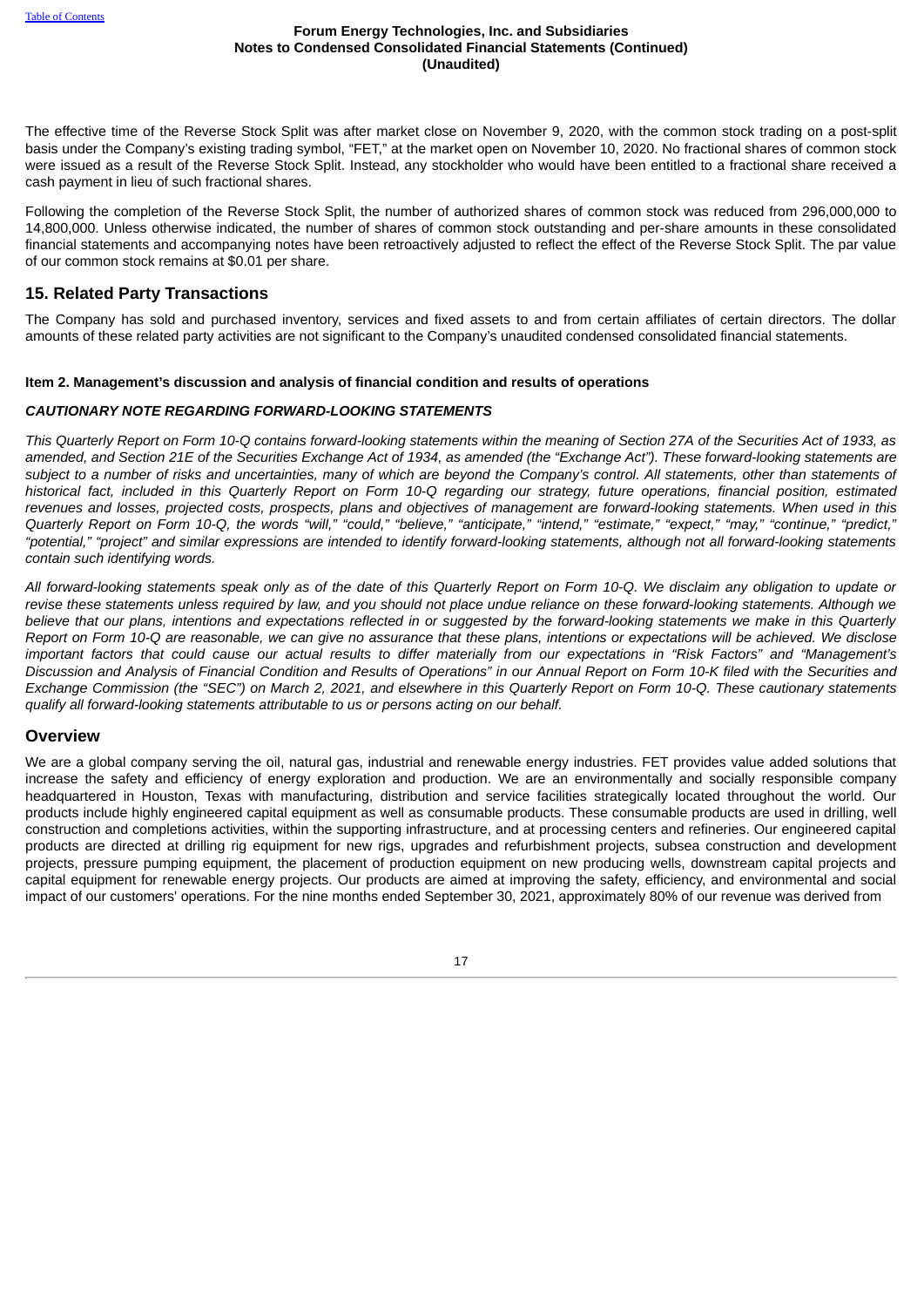The effective time of the Reverse Stock Split was after market close on November 9, 2020, with the common stock trading on a post-split basis under the Company's existing trading symbol, "FET," at the market open on November 10, 2020. No fractional shares of common stock were issued as a result of the Reverse Stock Split. Instead, any stockholder who would have been entitled to a fractional share received a cash payment in lieu of such fractional shares.

Following the completion of the Reverse Stock Split, the number of authorized shares of common stock was reduced from 296,000,000 to 14,800,000. Unless otherwise indicated, the number of shares of common stock outstanding and per-share amounts in these consolidated financial statements and accompanying notes have been retroactively adjusted to reflect the effect of the Reverse Stock Split. The par value of our common stock remains at $0.01 per share.

## 15. Related Party Transactions

The Company has sold and purchased inventory, services and fixed assets to and from certain affiliates of certain directors. The dollar amounts of these related party activities are not significant to the Company's unaudited condensed consolidated financial statements.

**Item 2. Management's discussion and analysis of financial condition and results of operations**

***CAUTIONARY NOTE REGARDING FORWARD-LOOKING STATEMENTS***

*This Quarterly Report on Form 10-Q contains forward-looking statements within the meaning of Section 27A of the Securities Act of 1933, as amended, and Section 21E of the Securities Exchange Act of 1934, as amended (the "Exchange Act"). These forward-looking statements are subject to a number of risks and uncertainties, many of which are beyond the Company's control. All statements, other than statements of historical fact, included in this Quarterly Report on Form 10-Q regarding our strategy, future operations, financial position, estimated revenues and losses, projected costs, prospects, plans and objectives of management are forward-looking statements. When used in this Quarterly Report on Form 10-Q, the words "will," "could," "believe," "anticipate," "intend," "estimate," "expect," "may," "continue," "predict," "potential," "project" and similar expressions are intended to identify forward-looking statements, although not all forward-looking statements contain such identifying words.*

*All forward-looking statements speak only as of the date of this Quarterly Report on Form 10-Q. We disclaim any obligation to update or revise these statements unless required by law, and you should not place undue reliance on these forward-looking statements. Although we believe that our plans, intentions and expectations reflected in or suggested by the forward-looking statements we make in this Quarterly Report on Form 10-Q are reasonable, we can give no assurance that these plans, intentions or expectations will be achieved. We disclose important factors that could cause our actual results to differ materially from our expectations in "Risk Factors" and "Management's Discussion and Analysis of Financial Condition and Results of Operations" in our Annual Report on Form 10-K filed with the Securities and Exchange Commission (the "SEC") on March 2, 2021, and elsewhere in this Quarterly Report on Form 10-Q. These cautionary statements qualify all forward-looking statements attributable to us or persons acting on our behalf.*

## Overview

We are a global company serving the oil, natural gas, industrial and renewable energy industries. FET provides value added solutions that increase the safety and efficiency of energy exploration and production. We are an environmentally and socially responsible company headquartered in Houston, Texas with manufacturing, distribution and service facilities strategically located throughout the world. Our products include highly engineered capital equipment as well as consumable products. These consumable products are used in drilling, well construction and completions activities, within the supporting infrastructure, and at processing centers and refineries. Our engineered capital products are directed at drilling rig equipment for new rigs, upgrades and refurbishment projects, subsea construction and development projects, pressure pumping equipment, the placement of production equipment on new producing wells, downstream capital projects and capital equipment for renewable energy projects. Our products are aimed at improving the safety, efficiency, and environmental and social impact of our customers' operations. For the nine months ended September 30, 2021, approximately 80% of our revenue was derived from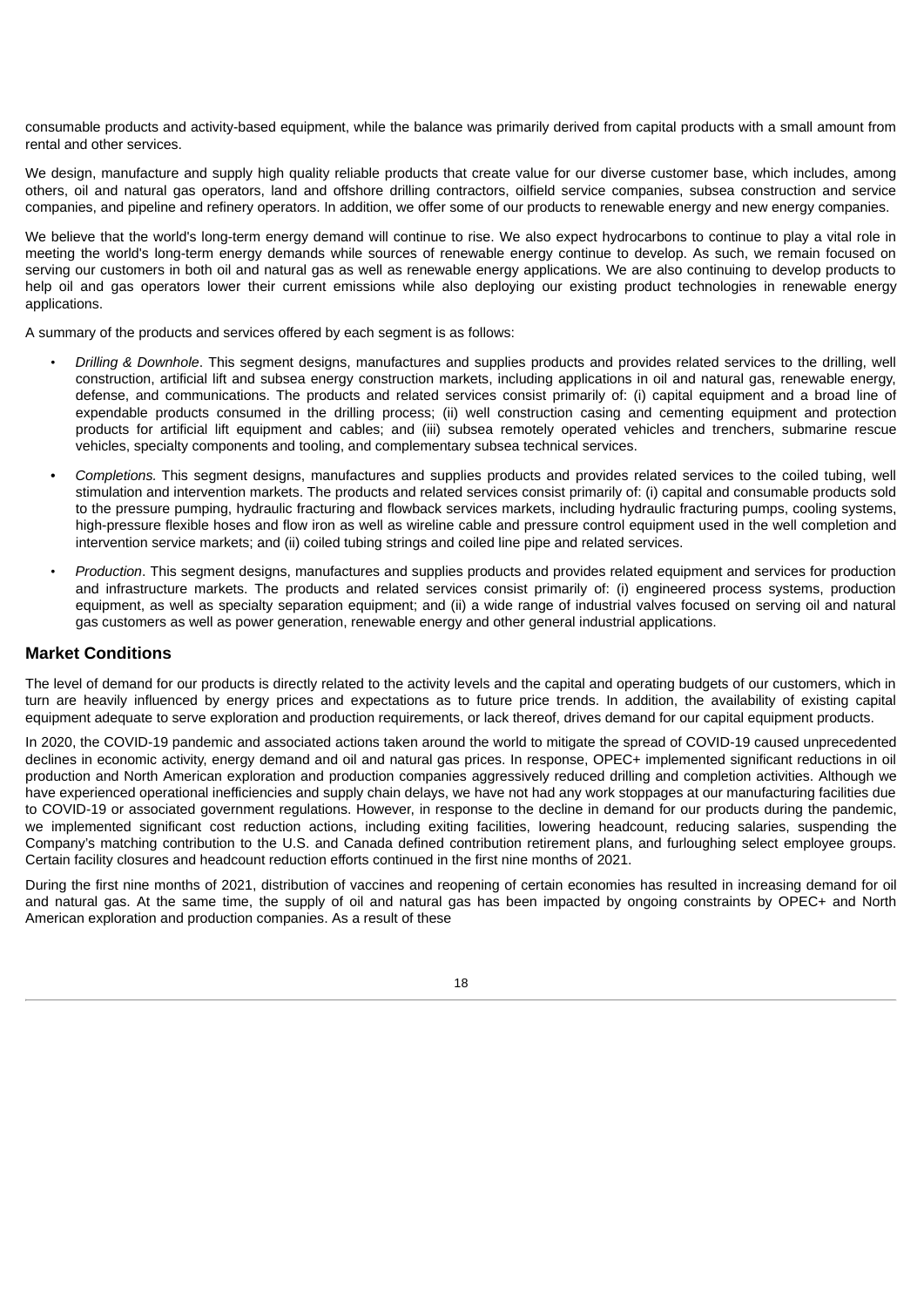consumable products and activity-based equipment, while the balance was primarily derived from capital products with a small amount from rental and other services.

We design, manufacture and supply high quality reliable products that create value for our diverse customer base, which includes, among others, oil and natural gas operators, land and offshore drilling contractors, oilfield service companies, subsea construction and service companies, and pipeline and refinery operators. In addition, we offer some of our products to renewable energy and new energy companies.

We believe that the world's long-term energy demand will continue to rise. We also expect hydrocarbons to continue to play a vital role in meeting the world's long-term energy demands while sources of renewable energy continue to develop. As such, we remain focused on serving our customers in both oil and natural gas as well as renewable energy applications. We are also continuing to develop products to help oil and gas operators lower their current emissions while also deploying our existing product technologies in renewable energy applications.

A summary of the products and services offered by each segment is as follows:

- *Drilling & Downhole*. This segment designs, manufactures and supplies products and provides related services to the drilling, well construction, artificial lift and subsea energy construction markets, including applications in oil and natural gas, renewable energy, defense, and communications. The products and related services consist primarily of: (i) capital equipment and a broad line of expendable products consumed in the drilling process; (ii) well construction casing and cementing equipment and protection products for artificial lift equipment and cables; and (iii) subsea remotely operated vehicles and trenchers, submarine rescue vehicles, specialty components and tooling, and complementary subsea technical services.
- *Completions.* This segment designs, manufactures and supplies products and provides related services to the coiled tubing, well stimulation and intervention markets. The products and related services consist primarily of: (i) capital and consumable products sold to the pressure pumping, hydraulic fracturing and flowback services markets, including hydraulic fracturing pumps, cooling systems, high-pressure flexible hoses and flow iron as well as wireline cable and pressure control equipment used in the well completion and intervention service markets; and (ii) coiled tubing strings and coiled line pipe and related services.
- *Production*. This segment designs, manufactures and supplies products and provides related equipment and services for production and infrastructure markets. The products and related services consist primarily of: (i) engineered process systems, production equipment, as well as specialty separation equipment; and (ii) a wide range of industrial valves focused on serving oil and natural gas customers as well as power generation, renewable energy and other general industrial applications.

## Market Conditions

The level of demand for our products is directly related to the activity levels and the capital and operating budgets of our customers, which in turn are heavily influenced by energy prices and expectations as to future price trends. In addition, the availability of existing capital equipment adequate to serve exploration and production requirements, or lack thereof, drives demand for our capital equipment products.

In 2020, the COVID-19 pandemic and associated actions taken around the world to mitigate the spread of COVID-19 caused unprecedented declines in economic activity, energy demand and oil and natural gas prices. In response, OPEC+ implemented significant reductions in oil production and North American exploration and production companies aggressively reduced drilling and completion activities. Although we have experienced operational inefficiencies and supply chain delays, we have not had any work stoppages at our manufacturing facilities due to COVID-19 or associated government regulations. However, in response to the decline in demand for our products during the pandemic, we implemented significant cost reduction actions, including exiting facilities, lowering headcount, reducing salaries, suspending the Company's matching contribution to the U.S. and Canada defined contribution retirement plans, and furloughing select employee groups. Certain facility closures and headcount reduction efforts continued in the first nine months of 2021.

During the first nine months of 2021, distribution of vaccines and reopening of certain economies has resulted in increasing demand for oil and natural gas. At the same time, the supply of oil and natural gas has been impacted by ongoing constraints by OPEC+ and North American exploration and production companies. As a result of these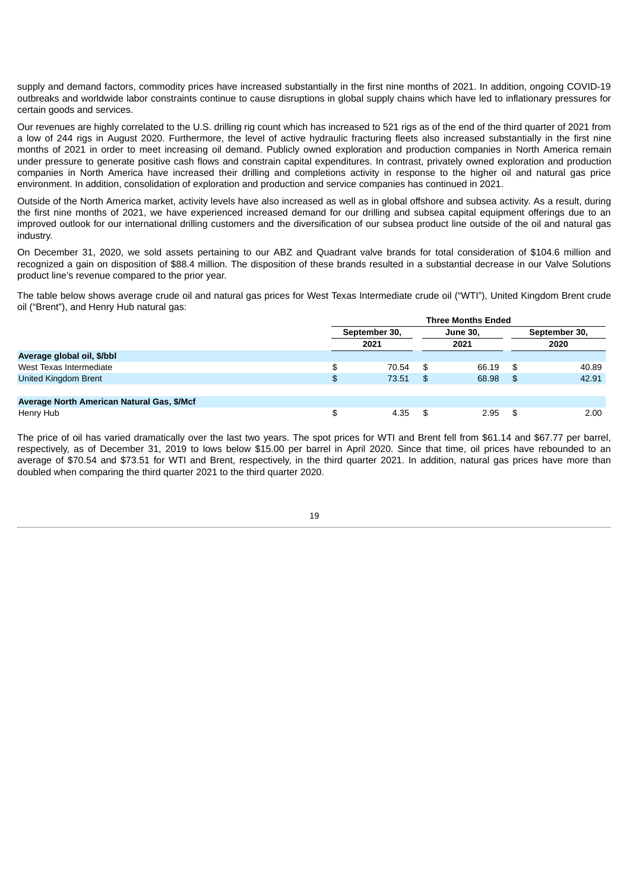supply and demand factors, commodity prices have increased substantially in the first nine months of 2021. In addition, ongoing COVID-19 outbreaks and worldwide labor constraints continue to cause disruptions in global supply chains which have led to inflationary pressures for certain goods and services.

Our revenues are highly correlated to the U.S. drilling rig count which has increased to 521 rigs as of the end of the third quarter of 2021 from a low of 244 rigs in August 2020. Furthermore, the level of active hydraulic fracturing fleets also increased substantially in the first nine months of 2021 in order to meet increasing oil demand. Publicly owned exploration and production companies in North America remain under pressure to generate positive cash flows and constrain capital expenditures. In contrast, privately owned exploration and production companies in North America have increased their drilling and completions activity in response to the higher oil and natural gas price environment. In addition, consolidation of exploration and production and service companies has continued in 2021.

Outside of the North America market, activity levels have also increased as well as in global offshore and subsea activity. As a result, during the first nine months of 2021, we have experienced increased demand for our drilling and subsea capital equipment offerings due to an improved outlook for our international drilling customers and the diversification of our subsea product line outside of the oil and natural gas industry.

On December 31, 2020, we sold assets pertaining to our ABZ and Quadrant valve brands for total consideration of $104.6 million and recognized a gain on disposition of $88.4 million. The disposition of these brands resulted in a substantial decrease in our Valve Solutions product line's revenue compared to the prior year.

The table below shows average crude oil and natural gas prices for West Texas Intermediate crude oil ("WTI"), United Kingdom Brent crude oil ("Brent"), and Henry Hub natural gas:

| | Three Months Ended | | |
|---|---|---|---|
| | September 30, 2021 | June 30, 2021 | September 30, 2020 |
| **Average global oil, $/bbl** | | | |
| West Texas Intermediate | $ 70.54 | $ 66.19 | $ 40.89 |
| United Kingdom Brent | $ 73.51 | $ 68.98 | $ 42.91 |
| | | | |
| **Average North American Natural Gas, $/Mcf** | | | |
| Henry Hub | $ 4.35 | $ 2.95 | $ 2.00 |

The price of oil has varied dramatically over the last two years. The spot prices for WTI and Brent fell from $61.14 and $67.77 per barrel, respectively, as of December 31, 2019 to lows below $15.00 per barrel in April 2020. Since that time, oil prices have rebounded to an average of $70.54 and $73.51 for WTI and Brent, respectively, in the third quarter 2021. In addition, natural gas prices have more than doubled when comparing the third quarter 2021 to the third quarter 2020.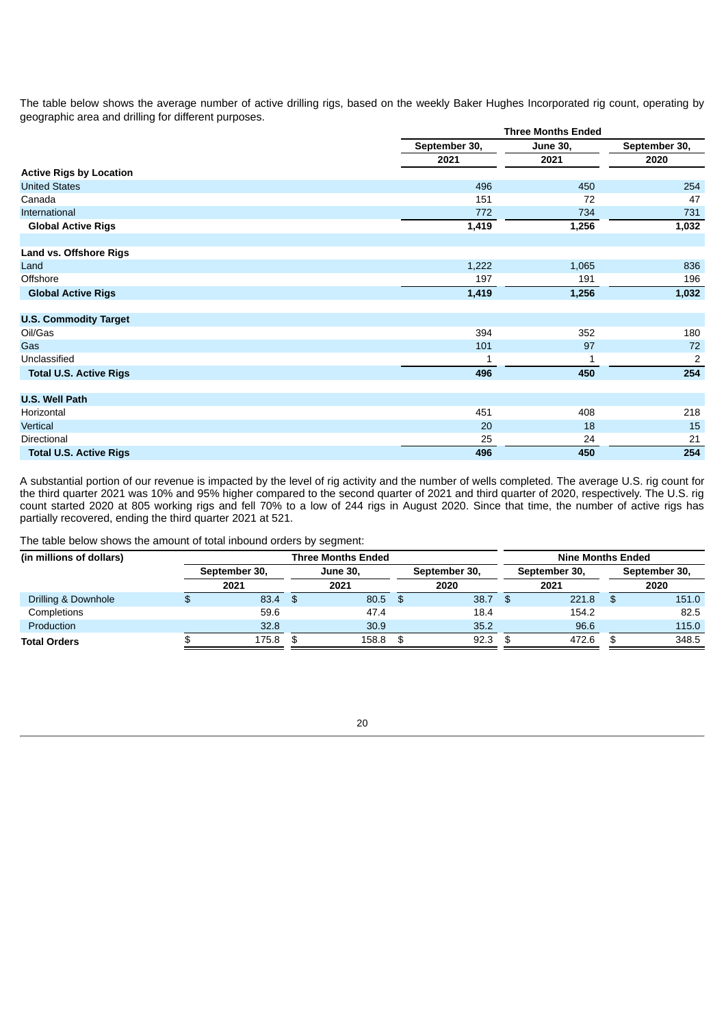The table below shows the average number of active drilling rigs, based on the weekly Baker Hughes Incorporated rig count, operating by geographic area and drilling for different purposes.

| | Three Months Ended | | |
|---|---|---|---|
| | September 30, 2021 | June 30, 2021 | September 30, 2020 |
| **Active Rigs by Location** | | | |
| United States | 496 | 450 | 254 |
| Canada | 151 | 72 | 47 |
| International | 772 | 734 | 731 |
| **Global Active Rigs** | **1,419** | **1,256** | **1,032** |
| | | | |
| **Land vs. Offshore Rigs** | | | |
| Land | 1,222 | 1,065 | 836 |
| Offshore | 197 | 191 | 196 |
| **Global Active Rigs** | **1,419** | **1,256** | **1,032** |
| | | | |
| **U.S. Commodity Target** | | | |
| Oil/Gas | 394 | 352 | 180 |
| Gas | 101 | 97 | 72 |
| Unclassified | 1 | 1 | 2 |
| **Total U.S. Active Rigs** | **496** | **450** | **254** |
| | | | |
| **U.S. Well Path** | | | |
| Horizontal | 451 | 408 | 218 |
| Vertical | 20 | 18 | 15 |
| Directional | 25 | 24 | 21 |
| **Total U.S. Active Rigs** | **496** | **450** | **254** |

A substantial portion of our revenue is impacted by the level of rig activity and the number of wells completed. The average U.S. rig count for the third quarter 2021 was 10% and 95% higher compared to the second quarter of 2021 and third quarter of 2020, respectively. The U.S. rig count started 2020 at 805 working rigs and fell 70% to a low of 244 rigs in August 2020. Since that time, the number of active rigs has partially recovered, ending the third quarter 2021 at 521.

The table below shows the amount of total inbound orders by segment:

| (in millions of dollars) | Three Months Ended | | | Nine Months Ended | |
|---|---|---|---|---|---|
| | September 30, 2021 | June 30, 2021 | September 30, 2020 | September 30, 2021 | September 30, 2020 |
| Drilling & Downhole | $ 83.4 | $ 80.5 | $ 38.7 | $ 221.8 | $ 151.0 |
| Completions | 59.6 | 47.4 | 18.4 | 154.2 | 82.5 |
| Production | 32.8 | 30.9 | 35.2 | 96.6 | 115.0 |
| **Total Orders** | $ 175.8 | $ 158.8 | $ 92.3 | $ 472.6 | $ 348.5 |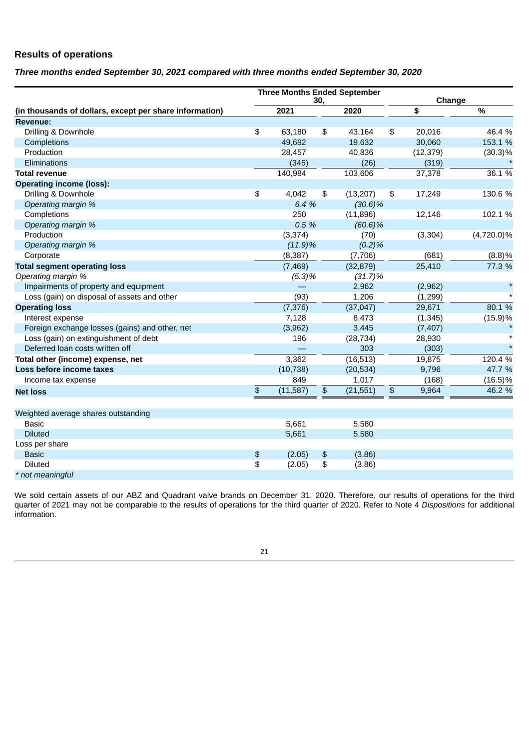## Results of operations

### *Three months ended September 30, 2021 compared with three months ended September 30, 2020*

| | Three Months Ended September 30, | | Change | |
|---|---|---|---|---|
| (in thousands of dollars, except per share information) | 2021 | 2020 | $ | % |
| **Revenue:** | | | | |
| Drilling & Downhole | $ 63,180 | $ 43,164 | $ 20,016 | 46.4 % |
| Completions | 49,692 | 19,632 | 30,060 | 153.1 % |
| Production | 28,457 | 40,836 | (12,379) | (30.3)% |
| Eliminations | (345) | (26) | (319) | * |
| **Total revenue** | 140,984 | 103,606 | 37,378 | 36.1 % |
| **Operating income (loss):** | | | | |
| Drilling & Downhole | $ 4,042 | $ (13,207) | $ 17,249 | 130.6 % |
| *Operating margin %* | *6.4 %* | *(30.6)%* | | |
| Completions | 250 | (11,896) | 12,146 | 102.1 % |
| *Operating margin %* | *0.5 %* | *(60.6)%* | | |
| Production | (3,374) | (70) | (3,304) | (4,720.0)% |
| *Operating margin %* | *(11.9)%* | *(0.2)%* | | |
| Corporate | (8,387) | (7,706) | (681) | (8.8)% |
| **Total segment operating loss** | (7,469) | (32,879) | 25,410 | 77.3 % |
| *Operating margin %* | *(5.3)%* | *(31.7)%* | | |
| Impairments of property and equipment | — | 2,962 | (2,962) | * |
| Loss (gain) on disposal of assets and other | (93) | 1,206 | (1,299) | * |
| **Operating loss** | (7,376) | (37,047) | 29,671 | 80.1 % |
| Interest expense | 7,128 | 8,473 | (1,345) | (15.9)% |
| Foreign exchange losses (gains) and other, net | (3,962) | 3,445 | (7,407) | * |
| Loss (gain) on extinguishment of debt | 196 | (28,734) | 28,930 | * |
| Deferred loan costs written off | — | 303 | (303) | * |
| **Total other (income) expense, net** | 3,362 | (16,513) | 19,875 | 120.4 % |
| **Loss before income taxes** | (10,738) | (20,534) | 9,796 | 47.7 % |
| Income tax expense | 849 | 1,017 | (168) | (16.5)% |
| **Net loss** | $ (11,587) | $ (21,551) | $ 9,964 | 46.2 % |
| | | | | |
| Weighted average shares outstanding | | | | |
| Basic | 5,661 | 5,580 | | |
| Diluted | 5,661 | 5,580 | | |
| Loss per share | | | | |
| Basic | $ (2.05) | $ (3.86) | | |
| Diluted | $ (2.05) | $ (3.86) | | |

*\* not meaningful*

We sold certain assets of our ABZ and Quadrant valve brands on December 31, 2020. Therefore, our results of operations for the third quarter of 2021 may not be comparable to the results of operations for the third quarter of 2020. Refer to Note 4 *Dispositions* for additional information.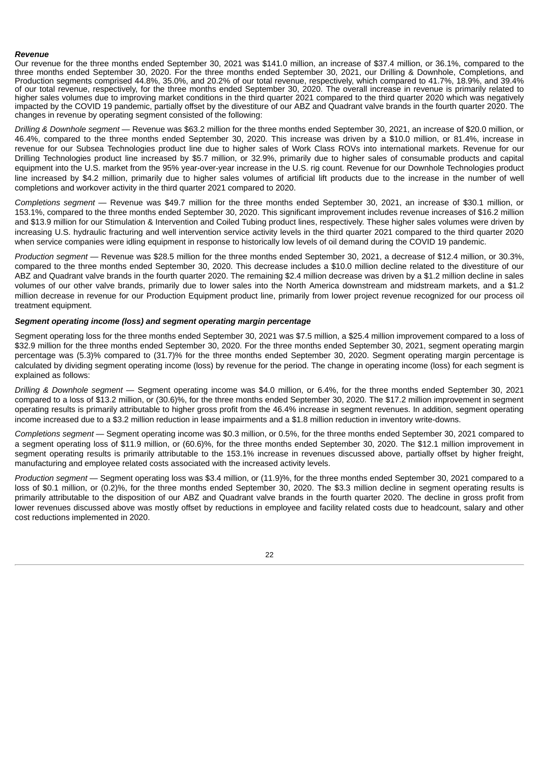***Revenue***

Our revenue for the three months ended September 30, 2021 was $141.0 million, an increase of $37.4 million, or 36.1%, compared to the three months ended September 30, 2020. For the three months ended September 30, 2021, our Drilling & Downhole, Completions, and Production segments comprised 44.8%, 35.0%, and 20.2% of our total revenue, respectively, which compared to 41.7%, 18.9%, and 39.4% of our total revenue, respectively, for the three months ended September 30, 2020. The overall increase in revenue is primarily related to higher sales volumes due to improving market conditions in the third quarter 2021 compared to the third quarter 2020 which was negatively impacted by the COVID 19 pandemic, partially offset by the divestiture of our ABZ and Quadrant valve brands in the fourth quarter 2020. The changes in revenue by operating segment consisted of the following:

*Drilling & Downhole segment* — Revenue was $63.2 million for the three months ended September 30, 2021, an increase of $20.0 million, or 46.4%, compared to the three months ended September 30, 2020. This increase was driven by a $10.0 million, or 81.4%, increase in revenue for our Subsea Technologies product line due to higher sales of Work Class ROVs into international markets. Revenue for our Drilling Technologies product line increased by $5.7 million, or 32.9%, primarily due to higher sales of consumable products and capital equipment into the U.S. market from the 95% year-over-year increase in the U.S. rig count. Revenue for our Downhole Technologies product line increased by $4.2 million, primarily due to higher sales volumes of artificial lift products due to the increase in the number of well completions and workover activity in the third quarter 2021 compared to 2020.

*Completions segment* — Revenue was $49.7 million for the three months ended September 30, 2021, an increase of $30.1 million, or 153.1%, compared to the three months ended September 30, 2020. This significant improvement includes revenue increases of $16.2 million and $13.9 million for our Stimulation & Intervention and Coiled Tubing product lines, respectively. These higher sales volumes were driven by increasing U.S. hydraulic fracturing and well intervention service activity levels in the third quarter 2021 compared to the third quarter 2020 when service companies were idling equipment in response to historically low levels of oil demand during the COVID 19 pandemic.

*Production segment* — Revenue was $28.5 million for the three months ended September 30, 2021, a decrease of $12.4 million, or 30.3%, compared to the three months ended September 30, 2020. This decrease includes a $10.0 million decline related to the divestiture of our ABZ and Quadrant valve brands in the fourth quarter 2020. The remaining $2.4 million decrease was driven by a $1.2 million decline in sales volumes of our other valve brands, primarily due to lower sales into the North America downstream and midstream markets, and a $1.2 million decrease in revenue for our Production Equipment product line, primarily from lower project revenue recognized for our process oil treatment equipment.

***Segment operating income (loss) and segment operating margin percentage***

Segment operating loss for the three months ended September 30, 2021 was $7.5 million, a $25.4 million improvement compared to a loss of $32.9 million for the three months ended September 30, 2020. For the three months ended September 30, 2021, segment operating margin percentage was (5.3)% compared to (31.7)% for the three months ended September 30, 2020. Segment operating margin percentage is calculated by dividing segment operating income (loss) by revenue for the period. The change in operating income (loss) for each segment is explained as follows:

*Drilling & Downhole segment* — Segment operating income was $4.0 million, or 6.4%, for the three months ended September 30, 2021 compared to a loss of $13.2 million, or (30.6)%, for the three months ended September 30, 2020. The $17.2 million improvement in segment operating results is primarily attributable to higher gross profit from the 46.4% increase in segment revenues. In addition, segment operating income increased due to a $3.2 million reduction in lease impairments and a $1.8 million reduction in inventory write-downs.

*Completions segment* — Segment operating income was $0.3 million, or 0.5%, for the three months ended September 30, 2021 compared to a segment operating loss of $11.9 million, or (60.6)%, for the three months ended September 30, 2020. The $12.1 million improvement in segment operating results is primarily attributable to the 153.1% increase in revenues discussed above, partially offset by higher freight, manufacturing and employee related costs associated with the increased activity levels.

*Production segment* — Segment operating loss was $3.4 million, or (11.9)%, for the three months ended September 30, 2021 compared to a loss of $0.1 million, or (0.2)%, for the three months ended September 30, 2020. The $3.3 million decline in segment operating results is primarily attributable to the disposition of our ABZ and Quadrant valve brands in the fourth quarter 2020. The decline in gross profit from lower revenues discussed above was mostly offset by reductions in employee and facility related costs due to headcount, salary and other cost reductions implemented in 2020.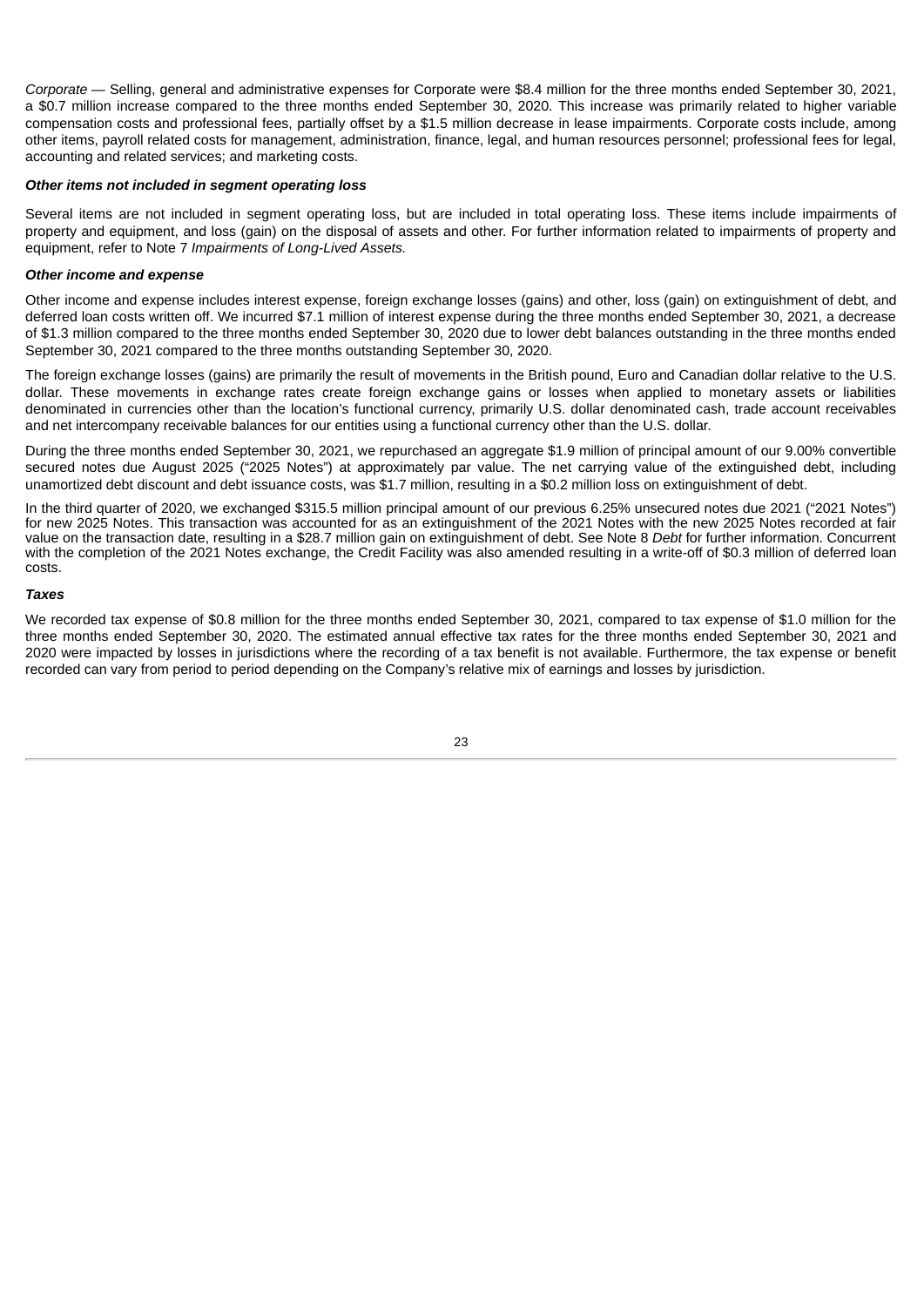*Corporate* — Selling, general and administrative expenses for Corporate were $8.4 million for the three months ended September 30, 2021, a $0.7 million increase compared to the three months ended September 30, 2020. This increase was primarily related to higher variable compensation costs and professional fees, partially offset by a $1.5 million decrease in lease impairments. Corporate costs include, among other items, payroll related costs for management, administration, finance, legal, and human resources personnel; professional fees for legal, accounting and related services; and marketing costs.

***Other items not included in segment operating loss***

Several items are not included in segment operating loss, but are included in total operating loss. These items include impairments of property and equipment, and loss (gain) on the disposal of assets and other. For further information related to impairments of property and equipment, refer to Note 7 *Impairments of Long-Lived Assets.*

***Other income and expense***

Other income and expense includes interest expense, foreign exchange losses (gains) and other, loss (gain) on extinguishment of debt, and deferred loan costs written off. We incurred $7.1 million of interest expense during the three months ended September 30, 2021, a decrease of $1.3 million compared to the three months ended September 30, 2020 due to lower debt balances outstanding in the three months ended September 30, 2021 compared to the three months outstanding September 30, 2020.

The foreign exchange losses (gains) are primarily the result of movements in the British pound, Euro and Canadian dollar relative to the U.S. dollar. These movements in exchange rates create foreign exchange gains or losses when applied to monetary assets or liabilities denominated in currencies other than the location's functional currency, primarily U.S. dollar denominated cash, trade account receivables and net intercompany receivable balances for our entities using a functional currency other than the U.S. dollar.

During the three months ended September 30, 2021, we repurchased an aggregate $1.9 million of principal amount of our 9.00% convertible secured notes due August 2025 ("2025 Notes") at approximately par value. The net carrying value of the extinguished debt, including unamortized debt discount and debt issuance costs, was $1.7 million, resulting in a $0.2 million loss on extinguishment of debt.

In the third quarter of 2020, we exchanged $315.5 million principal amount of our previous 6.25% unsecured notes due 2021 ("2021 Notes") for new 2025 Notes. This transaction was accounted for as an extinguishment of the 2021 Notes with the new 2025 Notes recorded at fair value on the transaction date, resulting in a $28.7 million gain on extinguishment of debt. See Note 8 *Debt* for further information. Concurrent with the completion of the 2021 Notes exchange, the Credit Facility was also amended resulting in a write-off of $0.3 million of deferred loan costs.

***Taxes***

We recorded tax expense of $0.8 million for the three months ended September 30, 2021, compared to tax expense of $1.0 million for the three months ended September 30, 2020. The estimated annual effective tax rates for the three months ended September 30, 2021 and 2020 were impacted by losses in jurisdictions where the recording of a tax benefit is not available. Furthermore, the tax expense or benefit recorded can vary from period to period depending on the Company's relative mix of earnings and losses by jurisdiction.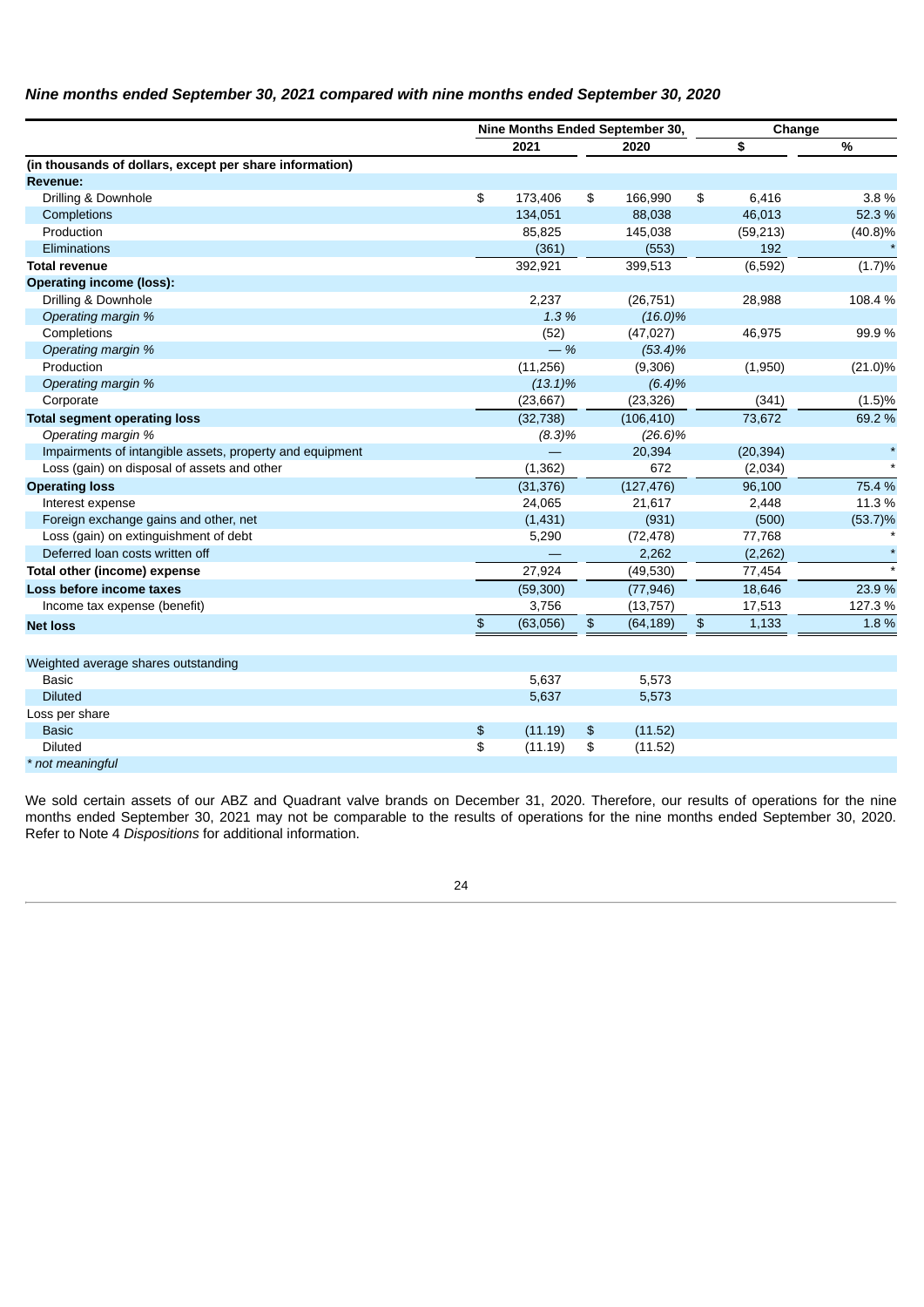***Nine months ended September 30, 2021 compared with nine months ended September 30, 2020***

| | Nine Months Ended September 30, | | Change | |
|---|---|---|---|---|
| | 2021 | 2020 | $ | % |
| **(in thousands of dollars, except per share information)** | | | | |
| **Revenue:** | | | | |
| Drilling & Downhole | $ 173,406 | $ 166,990 | $ 6,416 | 3.8 % |
| Completions | 134,051 | 88,038 | 46,013 | 52.3 % |
| Production | 85,825 | 145,038 | (59,213) | (40.8)% |
| Eliminations | (361) | (553) | 192 | * |
| **Total revenue** | 392,921 | 399,513 | (6,592) | (1.7)% |
| **Operating income (loss):** | | | | |
| Drilling & Downhole | 2,237 | (26,751) | 28,988 | 108.4 % |
| *Operating margin %* | *1.3 %* | *(16.0)%* | | |
| Completions | (52) | (47,027) | 46,975 | 99.9 % |
| *Operating margin %* | *— %* | *(53.4)%* | | |
| Production | (11,256) | (9,306) | (1,950) | (21.0)% |
| *Operating margin %* | *(13.1)%* | *(6.4)%* | | |
| Corporate | (23,667) | (23,326) | (341) | (1.5)% |
| **Total segment operating loss** | (32,738) | (106,410) | 73,672 | 69.2 % |
| *Operating margin %* | *(8.3)%* | *(26.6)%* | | |
| Impairments of intangible assets, property and equipment | — | 20,394 | (20,394) | * |
| Loss (gain) on disposal of assets and other | (1,362) | 672 | (2,034) | * |
| **Operating loss** | (31,376) | (127,476) | 96,100 | 75.4 % |
| Interest expense | 24,065 | 21,617 | 2,448 | 11.3 % |
| Foreign exchange gains and other, net | (1,431) | (931) | (500) | (53.7)% |
| Loss (gain) on extinguishment of debt | 5,290 | (72,478) | 77,768 | * |
| Deferred loan costs written off | — | 2,262 | (2,262) | * |
| **Total other (income) expense** | 27,924 | (49,530) | 77,454 | * |
| **Loss before income taxes** | (59,300) | (77,946) | 18,646 | 23.9 % |
| Income tax expense (benefit) | 3,756 | (13,757) | 17,513 | 127.3 % |
| **Net loss** | $ (63,056) | $ (64,189) | $ 1,133 | 1.8 % |
| | | | | |
| Weighted average shares outstanding | | | | |
| Basic | 5,637 | 5,573 | | |
| Diluted | 5,637 | 5,573 | | |
| Loss per share | | | | |
| Basic | $ (11.19) | $ (11.52) | | |
| Diluted | $ (11.19) | $ (11.52) | | |

*\* not meaningful*

We sold certain assets of our ABZ and Quadrant valve brands on December 31, 2020. Therefore, our results of operations for the nine months ended September 30, 2021 may not be comparable to the results of operations for the nine months ended September 30, 2020. Refer to Note 4 *Dispositions* for additional information.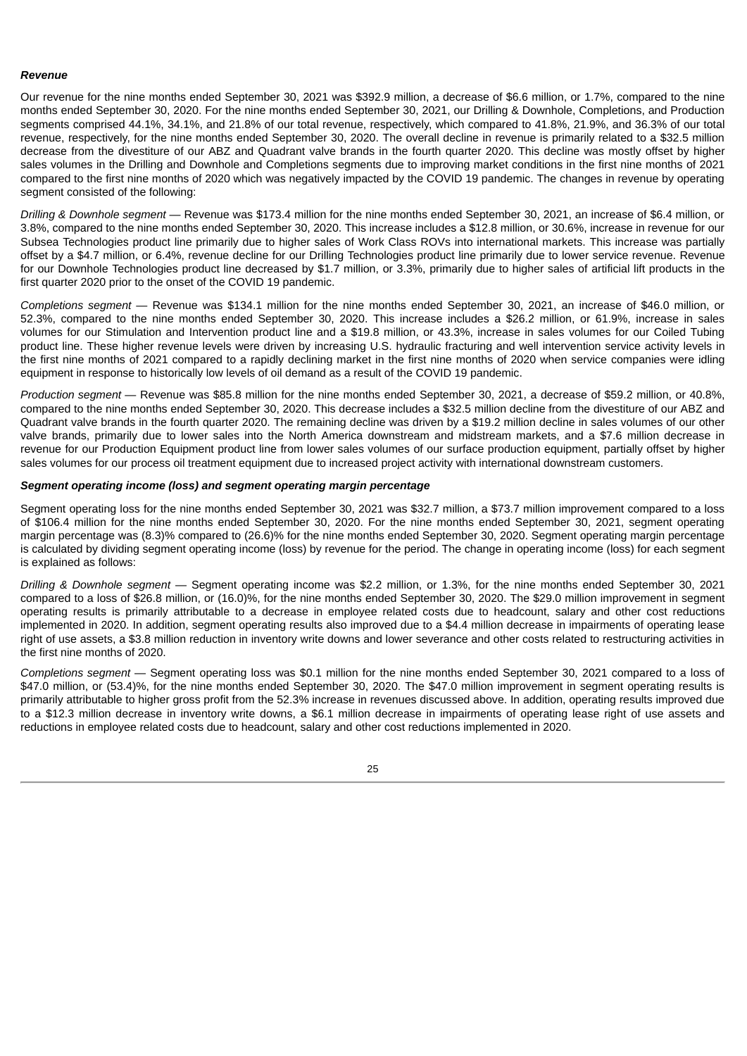***Revenue***

Our revenue for the nine months ended September 30, 2021 was $392.9 million, a decrease of $6.6 million, or 1.7%, compared to the nine months ended September 30, 2020. For the nine months ended September 30, 2021, our Drilling & Downhole, Completions, and Production segments comprised 44.1%, 34.1%, and 21.8% of our total revenue, respectively, which compared to 41.8%, 21.9%, and 36.3% of our total revenue, respectively, for the nine months ended September 30, 2020. The overall decline in revenue is primarily related to a $32.5 million decrease from the divestiture of our ABZ and Quadrant valve brands in the fourth quarter 2020. This decline was mostly offset by higher sales volumes in the Drilling and Downhole and Completions segments due to improving market conditions in the first nine months of 2021 compared to the first nine months of 2020 which was negatively impacted by the COVID 19 pandemic. The changes in revenue by operating segment consisted of the following:

*Drilling & Downhole segment* — Revenue was $173.4 million for the nine months ended September 30, 2021, an increase of $6.4 million, or 3.8%, compared to the nine months ended September 30, 2020. This increase includes a $12.8 million, or 30.6%, increase in revenue for our Subsea Technologies product line primarily due to higher sales of Work Class ROVs into international markets. This increase was partially offset by a $4.7 million, or 6.4%, revenue decline for our Drilling Technologies product line primarily due to lower service revenue. Revenue for our Downhole Technologies product line decreased by $1.7 million, or 3.3%, primarily due to higher sales of artificial lift products in the first quarter 2020 prior to the onset of the COVID 19 pandemic.

*Completions segment* — Revenue was $134.1 million for the nine months ended September 30, 2021, an increase of $46.0 million, or 52.3%, compared to the nine months ended September 30, 2020. This increase includes a $26.2 million, or 61.9%, increase in sales volumes for our Stimulation and Intervention product line and a $19.8 million, or 43.3%, increase in sales volumes for our Coiled Tubing product line. These higher revenue levels were driven by increasing U.S. hydraulic fracturing and well intervention service activity levels in the first nine months of 2021 compared to a rapidly declining market in the first nine months of 2020 when service companies were idling equipment in response to historically low levels of oil demand as a result of the COVID 19 pandemic.

*Production segment* — Revenue was $85.8 million for the nine months ended September 30, 2021, a decrease of $59.2 million, or 40.8%, compared to the nine months ended September 30, 2020. This decrease includes a $32.5 million decline from the divestiture of our ABZ and Quadrant valve brands in the fourth quarter 2020. The remaining decline was driven by a $19.2 million decline in sales volumes of our other valve brands, primarily due to lower sales into the North America downstream and midstream markets, and a $7.6 million decrease in revenue for our Production Equipment product line from lower sales volumes of our surface production equipment, partially offset by higher sales volumes for our process oil treatment equipment due to increased project activity with international downstream customers.

***Segment operating income (loss) and segment operating margin percentage***

Segment operating loss for the nine months ended September 30, 2021 was $32.7 million, a $73.7 million improvement compared to a loss of $106.4 million for the nine months ended September 30, 2020. For the nine months ended September 30, 2021, segment operating margin percentage was (8.3)% compared to (26.6)% for the nine months ended September 30, 2020. Segment operating margin percentage is calculated by dividing segment operating income (loss) by revenue for the period. The change in operating income (loss) for each segment is explained as follows:

*Drilling & Downhole segment* — Segment operating income was $2.2 million, or 1.3%, for the nine months ended September 30, 2021 compared to a loss of $26.8 million, or (16.0)%, for the nine months ended September 30, 2020. The $29.0 million improvement in segment operating results is primarily attributable to a decrease in employee related costs due to headcount, salary and other cost reductions implemented in 2020. In addition, segment operating results also improved due to a $4.4 million decrease in impairments of operating lease right of use assets, a $3.8 million reduction in inventory write downs and lower severance and other costs related to restructuring activities in the first nine months of 2020.

*Completions segment* — Segment operating loss was $0.1 million for the nine months ended September 30, 2021 compared to a loss of $47.0 million, or (53.4)%, for the nine months ended September 30, 2020. The $47.0 million improvement in segment operating results is primarily attributable to higher gross profit from the 52.3% increase in revenues discussed above. In addition, operating results improved due to a $12.3 million decrease in inventory write downs, a $6.1 million decrease in impairments of operating lease right of use assets and reductions in employee related costs due to headcount, salary and other cost reductions implemented in 2020.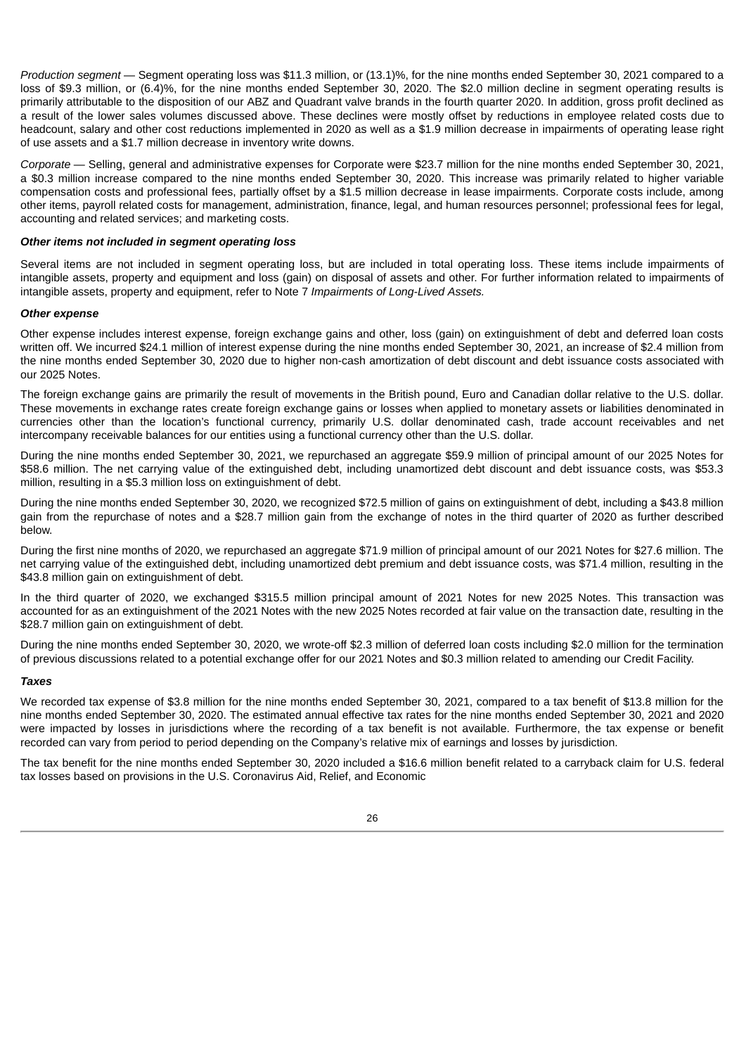*Production segment* — Segment operating loss was $11.3 million, or (13.1)%, for the nine months ended September 30, 2021 compared to a loss of $9.3 million, or (6.4)%, for the nine months ended September 30, 2020. The $2.0 million decline in segment operating results is primarily attributable to the disposition of our ABZ and Quadrant valve brands in the fourth quarter 2020. In addition, gross profit declined as a result of the lower sales volumes discussed above. These declines were mostly offset by reductions in employee related costs due to headcount, salary and other cost reductions implemented in 2020 as well as a $1.9 million decrease in impairments of operating lease right of use assets and a $1.7 million decrease in inventory write downs.

*Corporate* — Selling, general and administrative expenses for Corporate were $23.7 million for the nine months ended September 30, 2021, a $0.3 million increase compared to the nine months ended September 30, 2020. This increase was primarily related to higher variable compensation costs and professional fees, partially offset by a $1.5 million decrease in lease impairments. Corporate costs include, among other items, payroll related costs for management, administration, finance, legal, and human resources personnel; professional fees for legal, accounting and related services; and marketing costs.

***Other items not included in segment operating loss***

Several items are not included in segment operating loss, but are included in total operating loss. These items include impairments of intangible assets, property and equipment and loss (gain) on disposal of assets and other. For further information related to impairments of intangible assets, property and equipment, refer to Note 7 *Impairments of Long-Lived Assets.*

***Other expense***

Other expense includes interest expense, foreign exchange gains and other, loss (gain) on extinguishment of debt and deferred loan costs written off. We incurred $24.1 million of interest expense during the nine months ended September 30, 2021, an increase of $2.4 million from the nine months ended September 30, 2020 due to higher non-cash amortization of debt discount and debt issuance costs associated with our 2025 Notes.

The foreign exchange gains are primarily the result of movements in the British pound, Euro and Canadian dollar relative to the U.S. dollar. These movements in exchange rates create foreign exchange gains or losses when applied to monetary assets or liabilities denominated in currencies other than the location's functional currency, primarily U.S. dollar denominated cash, trade account receivables and net intercompany receivable balances for our entities using a functional currency other than the U.S. dollar.

During the nine months ended September 30, 2021, we repurchased an aggregate $59.9 million of principal amount of our 2025 Notes for $58.6 million. The net carrying value of the extinguished debt, including unamortized debt discount and debt issuance costs, was $53.3 million, resulting in a $5.3 million loss on extinguishment of debt.

During the nine months ended September 30, 2020, we recognized $72.5 million of gains on extinguishment of debt, including a $43.8 million gain from the repurchase of notes and a $28.7 million gain from the exchange of notes in the third quarter of 2020 as further described below.

During the first nine months of 2020, we repurchased an aggregate $71.9 million of principal amount of our 2021 Notes for $27.6 million. The net carrying value of the extinguished debt, including unamortized debt premium and debt issuance costs, was $71.4 million, resulting in the $43.8 million gain on extinguishment of debt.

In the third quarter of 2020, we exchanged $315.5 million principal amount of 2021 Notes for new 2025 Notes. This transaction was accounted for as an extinguishment of the 2021 Notes with the new 2025 Notes recorded at fair value on the transaction date, resulting in the $28.7 million gain on extinguishment of debt.

During the nine months ended September 30, 2020, we wrote-off $2.3 million of deferred loan costs including $2.0 million for the termination of previous discussions related to a potential exchange offer for our 2021 Notes and $0.3 million related to amending our Credit Facility.

***Taxes***

We recorded tax expense of $3.8 million for the nine months ended September 30, 2021, compared to a tax benefit of $13.8 million for the nine months ended September 30, 2020. The estimated annual effective tax rates for the nine months ended September 30, 2021 and 2020 were impacted by losses in jurisdictions where the recording of a tax benefit is not available. Furthermore, the tax expense or benefit recorded can vary from period to period depending on the Company's relative mix of earnings and losses by jurisdiction.

The tax benefit for the nine months ended September 30, 2020 included a $16.6 million benefit related to a carryback claim for U.S. federal tax losses based on provisions in the U.S. Coronavirus Aid, Relief, and Economic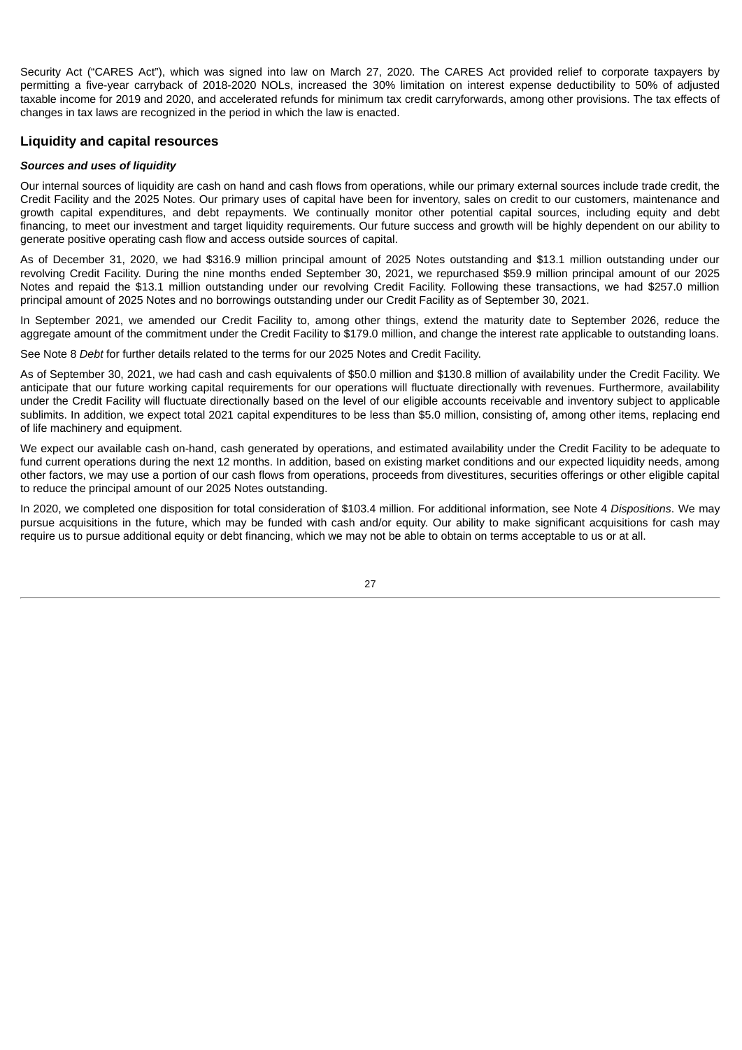Security Act (“CARES Act”), which was signed into law on March 27, 2020. The CARES Act provided relief to corporate taxpayers by permitting a five-year carryback of 2018-2020 NOLs, increased the 30% limitation on interest expense deductibility to 50% of adjusted taxable income for 2019 and 2020, and accelerated refunds for minimum tax credit carryforwards, among other provisions. The tax effects of changes in tax laws are recognized in the period in which the law is enacted.

## Liquidity and capital resources

***Sources and uses of liquidity***

Our internal sources of liquidity are cash on hand and cash flows from operations, while our primary external sources include trade credit, the Credit Facility and the 2025 Notes. Our primary uses of capital have been for inventory, sales on credit to our customers, maintenance and growth capital expenditures, and debt repayments. We continually monitor other potential capital sources, including equity and debt financing, to meet our investment and target liquidity requirements. Our future success and growth will be highly dependent on our ability to generate positive operating cash flow and access outside sources of capital.

As of December 31, 2020, we had $316.9 million principal amount of 2025 Notes outstanding and $13.1 million outstanding under our revolving Credit Facility. During the nine months ended September 30, 2021, we repurchased $59.9 million principal amount of our 2025 Notes and repaid the $13.1 million outstanding under our revolving Credit Facility. Following these transactions, we had $257.0 million principal amount of 2025 Notes and no borrowings outstanding under our Credit Facility as of September 30, 2021.

In September 2021, we amended our Credit Facility to, among other things, extend the maturity date to September 2026, reduce the aggregate amount of the commitment under the Credit Facility to $179.0 million, and change the interest rate applicable to outstanding loans.

See Note 8 *Debt* for further details related to the terms for our 2025 Notes and Credit Facility.

As of September 30, 2021, we had cash and cash equivalents of $50.0 million and $130.8 million of availability under the Credit Facility. We anticipate that our future working capital requirements for our operations will fluctuate directionally with revenues. Furthermore, availability under the Credit Facility will fluctuate directionally based on the level of our eligible accounts receivable and inventory subject to applicable sublimits. In addition, we expect total 2021 capital expenditures to be less than $5.0 million, consisting of, among other items, replacing end of life machinery and equipment.

We expect our available cash on-hand, cash generated by operations, and estimated availability under the Credit Facility to be adequate to fund current operations during the next 12 months. In addition, based on existing market conditions and our expected liquidity needs, among other factors, we may use a portion of our cash flows from operations, proceeds from divestitures, securities offerings or other eligible capital to reduce the principal amount of our 2025 Notes outstanding.

In 2020, we completed one disposition for total consideration of $103.4 million. For additional information, see Note 4 *Dispositions*. We may pursue acquisitions in the future, which may be funded with cash and/or equity. Our ability to make significant acquisitions for cash may require us to pursue additional equity or debt financing, which we may not be able to obtain on terms acceptable to us or at all.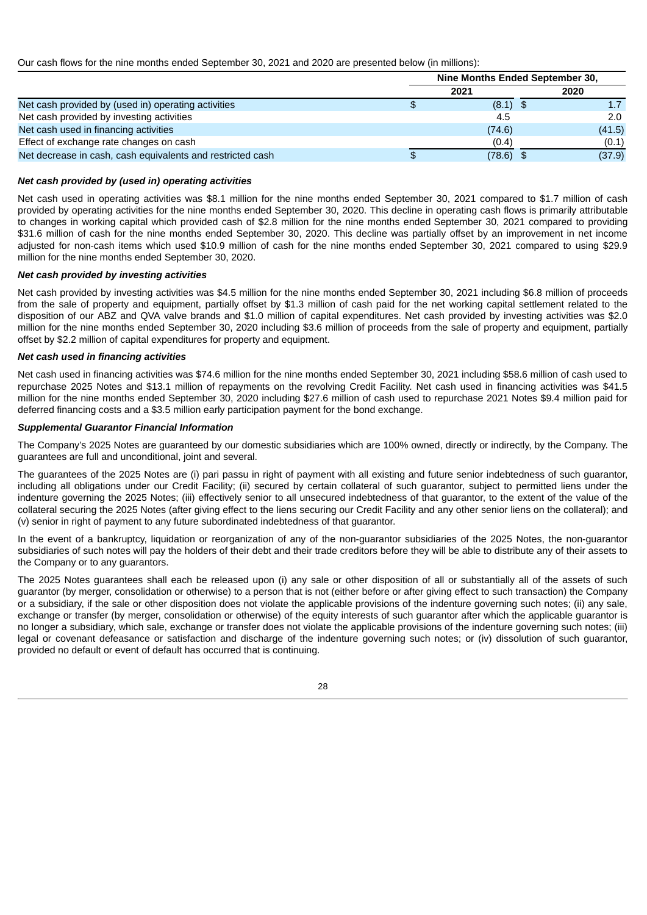Our cash flows for the nine months ended September 30, 2021 and 2020 are presented below (in millions):

| | Nine Months Ended September 30, | |
|---|---|---|
| | 2021 | 2020 |
| Net cash provided by (used in) operating activities | $ (8.1) | $ 1.7 |
| Net cash provided by investing activities | 4.5 | 2.0 |
| Net cash used in financing activities | (74.6) | (41.5) |
| Effect of exchange rate changes on cash | (0.4) | (0.1) |
| Net decrease in cash, cash equivalents and restricted cash | $ (78.6) | $ (37.9) |

***Net cash provided by (used in) operating activities***

Net cash used in operating activities was $8.1 million for the nine months ended September 30, 2021 compared to $1.7 million of cash provided by operating activities for the nine months ended September 30, 2020. This decline in operating cash flows is primarily attributable to changes in working capital which provided cash of $2.8 million for the nine months ended September 30, 2021 compared to providing $31.6 million of cash for the nine months ended September 30, 2020. This decline was partially offset by an improvement in net income adjusted for non-cash items which used $10.9 million of cash for the nine months ended September 30, 2021 compared to using $29.9 million for the nine months ended September 30, 2020.

***Net cash provided by investing activities***

Net cash provided by investing activities was $4.5 million for the nine months ended September 30, 2021 including $6.8 million of proceeds from the sale of property and equipment, partially offset by $1.3 million of cash paid for the net working capital settlement related to the disposition of our ABZ and QVA valve brands and $1.0 million of capital expenditures. Net cash provided by investing activities was $2.0 million for the nine months ended September 30, 2020 including $3.6 million of proceeds from the sale of property and equipment, partially offset by $2.2 million of capital expenditures for property and equipment.

***Net cash used in financing activities***

Net cash used in financing activities was $74.6 million for the nine months ended September 30, 2021 including $58.6 million of cash used to repurchase 2025 Notes and $13.1 million of repayments on the revolving Credit Facility. Net cash used in financing activities was $41.5 million for the nine months ended September 30, 2020 including $27.6 million of cash used to repurchase 2021 Notes $9.4 million paid for deferred financing costs and a $3.5 million early participation payment for the bond exchange.

***Supplemental Guarantor Financial Information***

The Company's 2025 Notes are guaranteed by our domestic subsidiaries which are 100% owned, directly or indirectly, by the Company. The guarantees are full and unconditional, joint and several.

The guarantees of the 2025 Notes are (i) pari passu in right of payment with all existing and future senior indebtedness of such guarantor, including all obligations under our Credit Facility; (ii) secured by certain collateral of such guarantor, subject to permitted liens under the indenture governing the 2025 Notes; (iii) effectively senior to all unsecured indebtedness of that guarantor, to the extent of the value of the collateral securing the 2025 Notes (after giving effect to the liens securing our Credit Facility and any other senior liens on the collateral); and (v) senior in right of payment to any future subordinated indebtedness of that guarantor.

In the event of a bankruptcy, liquidation or reorganization of any of the non-guarantor subsidiaries of the 2025 Notes, the non-guarantor subsidiaries of such notes will pay the holders of their debt and their trade creditors before they will be able to distribute any of their assets to the Company or to any guarantors.

The 2025 Notes guarantees shall each be released upon (i) any sale or other disposition of all or substantially all of the assets of such guarantor (by merger, consolidation or otherwise) to a person that is not (either before or after giving effect to such transaction) the Company or a subsidiary, if the sale or other disposition does not violate the applicable provisions of the indenture governing such notes; (ii) any sale, exchange or transfer (by merger, consolidation or otherwise) of the equity interests of such guarantor after which the applicable guarantor is no longer a subsidiary, which sale, exchange or transfer does not violate the applicable provisions of the indenture governing such notes; (iii) legal or covenant defeasance or satisfaction and discharge of the indenture governing such notes; or (iv) dissolution of such guarantor, provided no default or event of default has occurred that is continuing.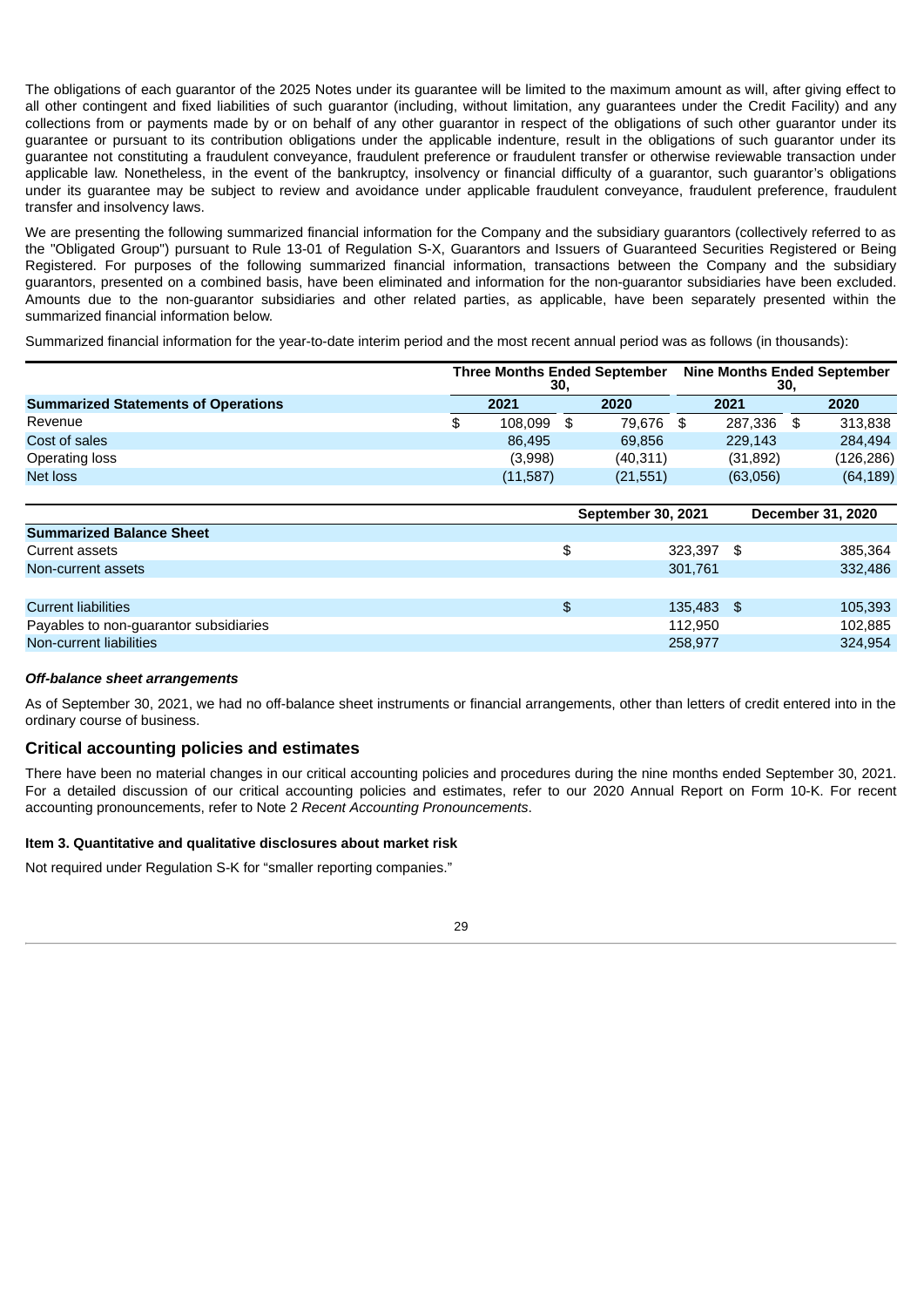The obligations of each guarantor of the 2025 Notes under its guarantee will be limited to the maximum amount as will, after giving effect to all other contingent and fixed liabilities of such guarantor (including, without limitation, any guarantees under the Credit Facility) and any collections from or payments made by or on behalf of any other guarantor in respect of the obligations of such other guarantor under its guarantee or pursuant to its contribution obligations under the applicable indenture, result in the obligations of such guarantor under its guarantee not constituting a fraudulent conveyance, fraudulent preference or fraudulent transfer or otherwise reviewable transaction under applicable law. Nonetheless, in the event of the bankruptcy, insolvency or financial difficulty of a guarantor, such guarantor's obligations under its guarantee may be subject to review and avoidance under applicable fraudulent conveyance, fraudulent preference, fraudulent transfer and insolvency laws.

We are presenting the following summarized financial information for the Company and the subsidiary guarantors (collectively referred to as the "Obligated Group") pursuant to Rule 13-01 of Regulation S-X, Guarantors and Issuers of Guaranteed Securities Registered or Being Registered. For purposes of the following summarized financial information, transactions between the Company and the subsidiary guarantors, presented on a combined basis, have been eliminated and information for the non-guarantor subsidiaries have been excluded. Amounts due to the non-guarantor subsidiaries and other related parties, as applicable, have been separately presented within the summarized financial information below.

Summarized financial information for the year-to-date interim period and the most recent annual period was as follows (in thousands):

| | Three Months Ended September 30, | | Nine Months Ended September 30, | |
|---|---|---|---|---|
| **Summarized Statements of Operations** | **2021** | **2020** | **2021** | **2020** |
| Revenue | $ 108,099 | $ 79,676 | $ 287,336 | $ 313,838 |
| Cost of sales | 86,495 | 69,856 | 229,143 | 284,494 |
| Operating loss | (3,998) | (40,311) | (31,892) | (126,286) |
| Net loss | (11,587) | (21,551) | (63,056) | (64,189) |

| | September 30, 2021 | December 31, 2020 |
|---|---|---|
| **Summarized Balance Sheet** | | |
| Current assets | $ 323,397 | $ 385,364 |
| Non-current assets | 301,761 | 332,486 |
| | | |
| Current liabilities | $ 135,483 | $ 105,393 |
| Payables to non-guarantor subsidiaries | 112,950 | 102,885 |
| Non-current liabilities | 258,977 | 324,954 |

***Off-balance sheet arrangements***

As of September 30, 2021, we had no off-balance sheet instruments or financial arrangements, other than letters of credit entered into in the ordinary course of business.

## Critical accounting policies and estimates

There have been no material changes in our critical accounting policies and procedures during the nine months ended September 30, 2021. For a detailed discussion of our critical accounting policies and estimates, refer to our 2020 Annual Report on Form 10-K. For recent accounting pronouncements, refer to Note 2 *Recent Accounting Pronouncements*.

### Item 3. Quantitative and qualitative disclosures about market risk

Not required under Regulation S-K for "smaller reporting companies."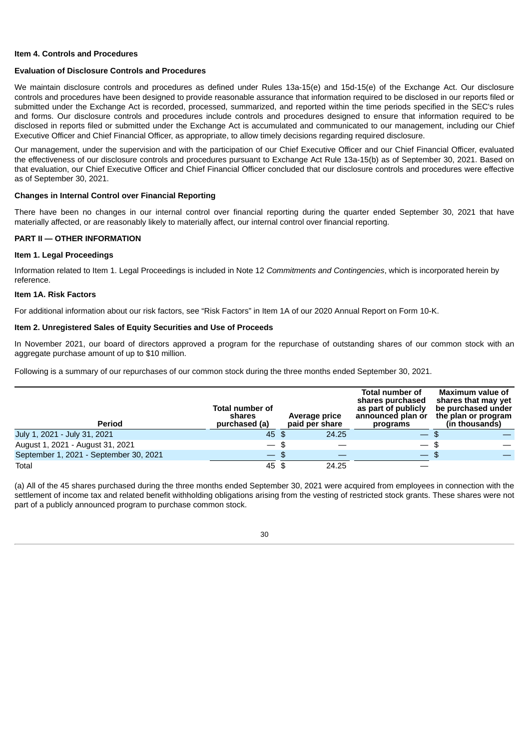### Item 4. Controls and Procedures

#### Evaluation of Disclosure Controls and Procedures

We maintain disclosure controls and procedures as defined under Rules 13a-15(e) and 15d-15(e) of the Exchange Act. Our disclosure controls and procedures have been designed to provide reasonable assurance that information required to be disclosed in our reports filed or submitted under the Exchange Act is recorded, processed, summarized, and reported within the time periods specified in the SEC's rules and forms. Our disclosure controls and procedures include controls and procedures designed to ensure that information required to be disclosed in reports filed or submitted under the Exchange Act is accumulated and communicated to our management, including our Chief Executive Officer and Chief Financial Officer, as appropriate, to allow timely decisions regarding required disclosure.

Our management, under the supervision and with the participation of our Chief Executive Officer and our Chief Financial Officer, evaluated the effectiveness of our disclosure controls and procedures pursuant to Exchange Act Rule 13a-15(b) as of September 30, 2021. Based on that evaluation, our Chief Executive Officer and Chief Financial Officer concluded that our disclosure controls and procedures were effective as of September 30, 2021.

#### Changes in Internal Control over Financial Reporting

There have been no changes in our internal control over financial reporting during the quarter ended September 30, 2021 that have materially affected, or are reasonably likely to materially affect, our internal control over financial reporting.

## PART II — OTHER INFORMATION

### Item 1. Legal Proceedings

Information related to Item 1. Legal Proceedings is included in Note 12 *Commitments and Contingencies*, which is incorporated herein by reference.

### Item 1A. Risk Factors

For additional information about our risk factors, see “Risk Factors” in Item 1A of our 2020 Annual Report on Form 10-K.

### Item 2. Unregistered Sales of Equity Securities and Use of Proceeds

In November 2021, our board of directors approved a program for the repurchase of outstanding shares of our common stock with an aggregate purchase amount of up to $10 million.

Following is a summary of our repurchases of our common stock during the three months ended September 30, 2021.

| Period | Total number of shares purchased (a) | Average price paid per share | Total number of shares purchased as part of publicly announced plan or programs | Maximum value of shares that may yet be purchased under the plan or program (in thousands) |
|---|---|---|---|---|
| July 1, 2021 - July 31, 2021 | 45 | $ 24.25 | — | $ — |
| August 1, 2021 - August 31, 2021 | — | $ — | — | $ — |
| September 1, 2021 - September 30, 2021 | — | $ — | — | $ — |
| Total | 45 | $ 24.25 | — | |

(a) All of the 45 shares purchased during the three months ended September 30, 2021 were acquired from employees in connection with the settlement of income tax and related benefit withholding obligations arising from the vesting of restricted stock grants. These shares were not part of a publicly announced program to purchase common stock.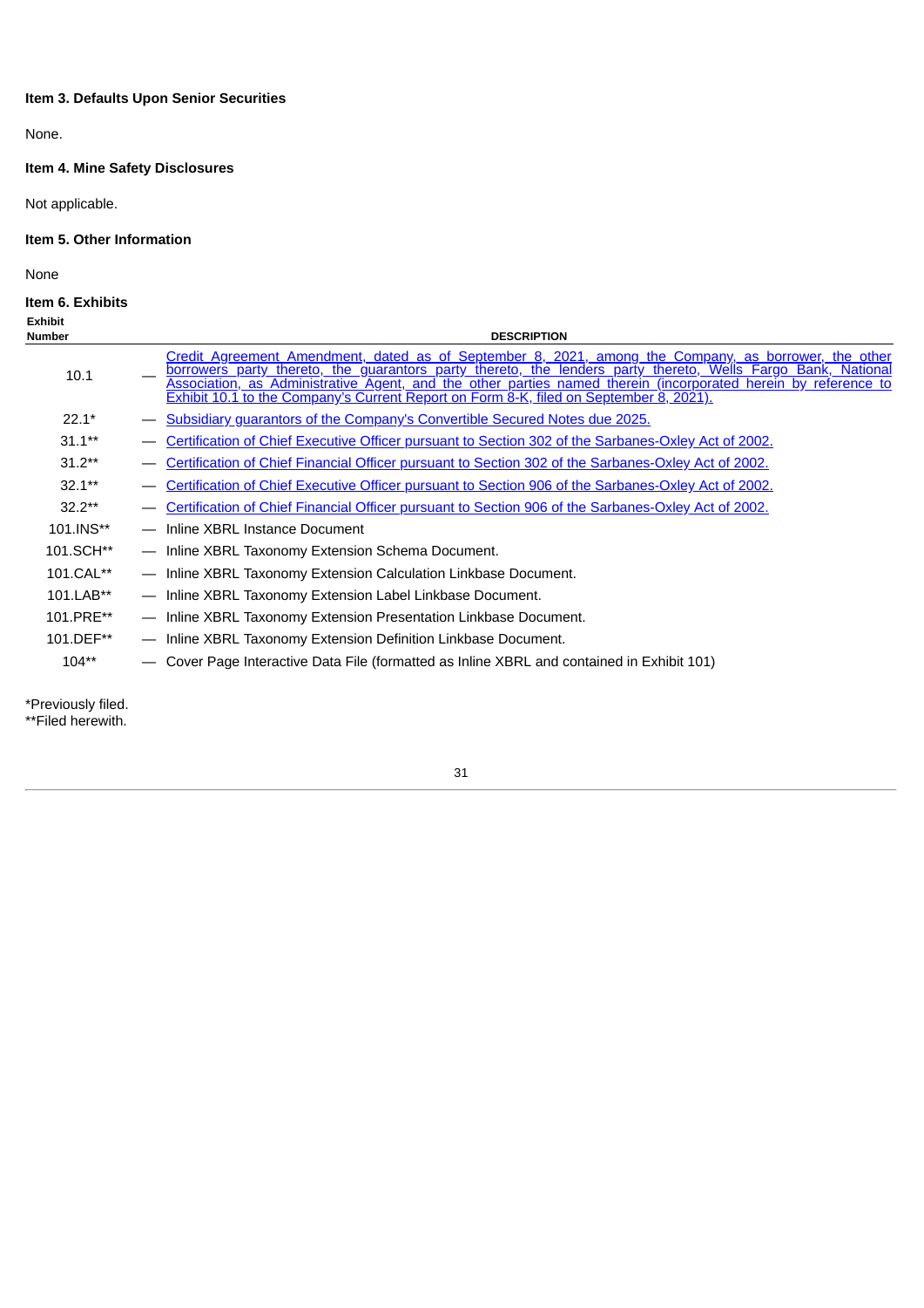### Item 3. Defaults Upon Senior Securities

None.

### Item 4. Mine Safety Disclosures

Not applicable.

### Item 5. Other Information

None

### Item 6. Exhibits

| Exhibit Number | | DESCRIPTION |
|---|---|---|
| 10.1 | — | Credit Agreement Amendment, dated as of September 8, 2021, among the Company, as borrower, the other borrowers party thereto, the guarantors party thereto, the lenders party thereto, Wells Fargo Bank, National Association, as Administrative Agent, and the other parties named therein (incorporated herein by reference to Exhibit 10.1 to the Company's Current Report on Form 8-K, filed on September 8, 2021). |
| 22.1* | — | Subsidiary guarantors of the Company's Convertible Secured Notes due 2025. |
| 31.1** | — | Certification of Chief Executive Officer pursuant to Section 302 of the Sarbanes-Oxley Act of 2002. |
| 31.2** | — | Certification of Chief Financial Officer pursuant to Section 302 of the Sarbanes-Oxley Act of 2002. |
| 32.1** | — | Certification of Chief Executive Officer pursuant to Section 906 of the Sarbanes-Oxley Act of 2002. |
| 32.2** | — | Certification of Chief Financial Officer pursuant to Section 906 of the Sarbanes-Oxley Act of 2002. |
| 101.INS** | — | Inline XBRL Instance Document |
| 101.SCH** | — | Inline XBRL Taxonomy Extension Schema Document. |
| 101.CAL** | — | Inline XBRL Taxonomy Extension Calculation Linkbase Document. |
| 101.LAB** | — | Inline XBRL Taxonomy Extension Label Linkbase Document. |
| 101.PRE** | — | Inline XBRL Taxonomy Extension Presentation Linkbase Document. |
| 101.DEF** | — | Inline XBRL Taxonomy Extension Definition Linkbase Document. |
| 104** | — | Cover Page Interactive Data File (formatted as Inline XBRL and contained in Exhibit 101) |

*Previously filed.
**Filed herewith.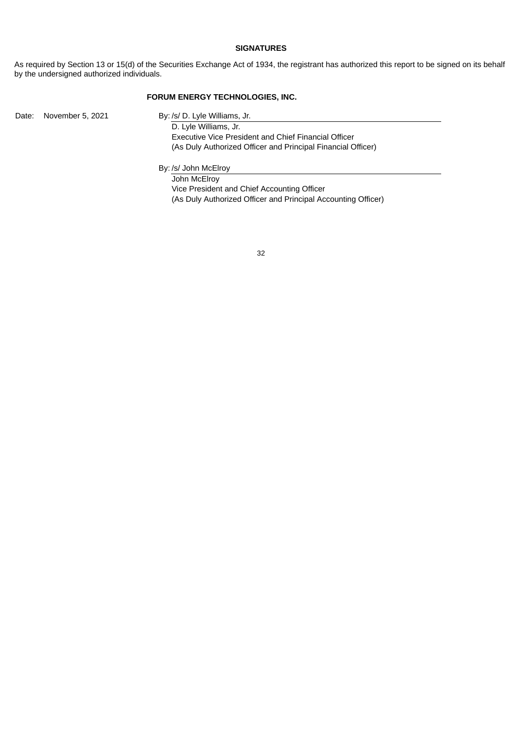## SIGNATURES

As required by Section 13 or 15(d) of the Securities Exchange Act of 1934, the registrant has authorized this report to be signed on its behalf by the undersigned authorized individuals.

**FORUM ENERGY TECHNOLOGIES, INC.**

Date: November 5, 2021

By: /s/ D. Lyle Williams, Jr.
D. Lyle Williams, Jr.
Executive Vice President and Chief Financial Officer
(As Duly Authorized Officer and Principal Financial Officer)

By: /s/ John McElroy
John McElroy
Vice President and Chief Accounting Officer
(As Duly Authorized Officer and Principal Accounting Officer)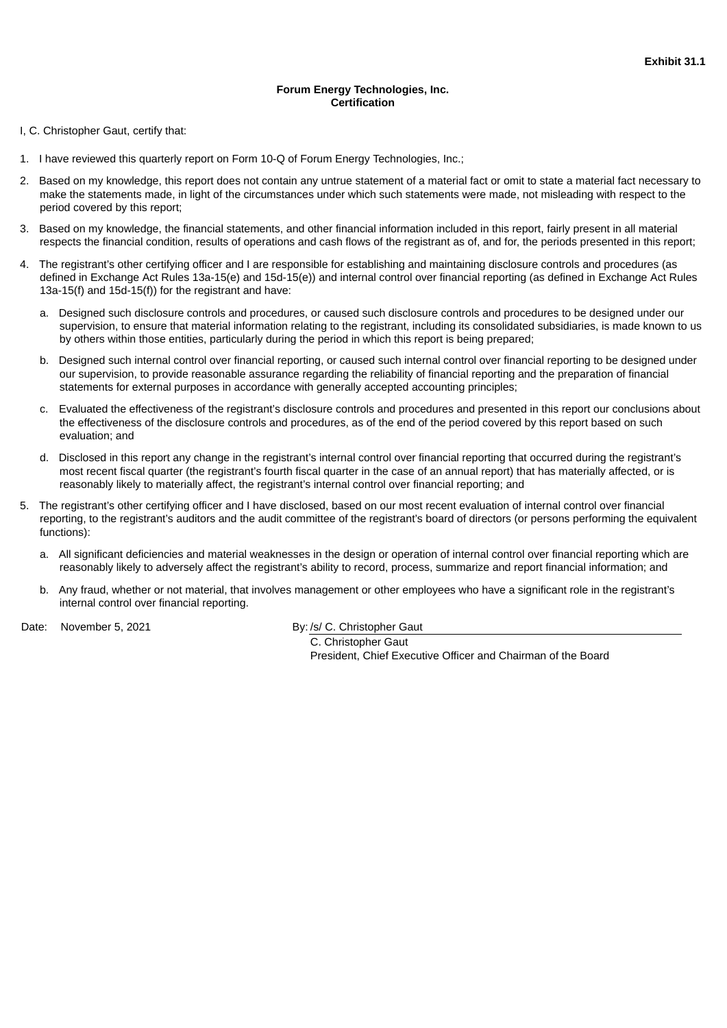**Exhibit 31.1**

**Forum Energy Technologies, Inc.**
**Certification**

I, C. Christopher Gaut, certify that:

1. I have reviewed this quarterly report on Form 10-Q of Forum Energy Technologies, Inc.;
2. Based on my knowledge, this report does not contain any untrue statement of a material fact or omit to state a material fact necessary to make the statements made, in light of the circumstances under which such statements were made, not misleading with respect to the period covered by this report;
3. Based on my knowledge, the financial statements, and other financial information included in this report, fairly present in all material respects the financial condition, results of operations and cash flows of the registrant as of, and for, the periods presented in this report;
4. The registrant's other certifying officer and I are responsible for establishing and maintaining disclosure controls and procedures (as defined in Exchange Act Rules 13a-15(e) and 15d-15(e)) and internal control over financial reporting (as defined in Exchange Act Rules 13a-15(f) and 15d-15(f)) for the registrant and have:
   a. Designed such disclosure controls and procedures, or caused such disclosure controls and procedures to be designed under our supervision, to ensure that material information relating to the registrant, including its consolidated subsidiaries, is made known to us by others within those entities, particularly during the period in which this report is being prepared;
   b. Designed such internal control over financial reporting, or caused such internal control over financial reporting to be designed under our supervision, to provide reasonable assurance regarding the reliability of financial reporting and the preparation of financial statements for external purposes in accordance with generally accepted accounting principles;
   c. Evaluated the effectiveness of the registrant's disclosure controls and procedures and presented in this report our conclusions about the effectiveness of the disclosure controls and procedures, as of the end of the period covered by this report based on such evaluation; and
   d. Disclosed in this report any change in the registrant's internal control over financial reporting that occurred during the registrant's most recent fiscal quarter (the registrant's fourth fiscal quarter in the case of an annual report) that has materially affected, or is reasonably likely to materially affect, the registrant's internal control over financial reporting; and
5. The registrant's other certifying officer and I have disclosed, based on our most recent evaluation of internal control over financial reporting, to the registrant's auditors and the audit committee of the registrant's board of directors (or persons performing the equivalent functions):
   a. All significant deficiencies and material weaknesses in the design or operation of internal control over financial reporting which are reasonably likely to adversely affect the registrant's ability to record, process, summarize and report financial information; and
   b. Any fraud, whether or not material, that involves management or other employees who have a significant role in the registrant's internal control over financial reporting.

Date: November 5, 2021

By: /s/ C. Christopher Gaut
C. Christopher Gaut
President, Chief Executive Officer and Chairman of the Board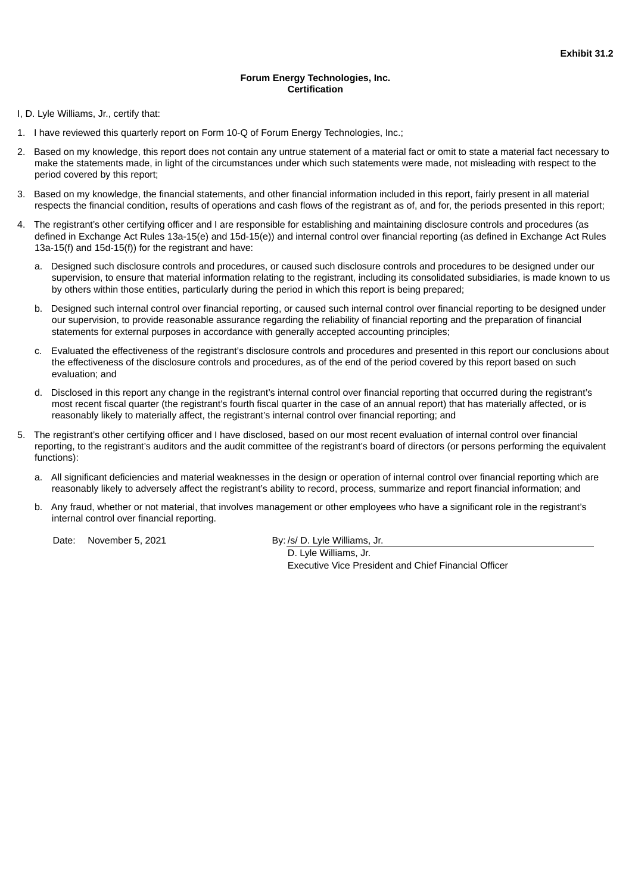**Exhibit 31.2**

**Forum Energy Technologies, Inc.**
**Certification**

I, D. Lyle Williams, Jr., certify that:

1. I have reviewed this quarterly report on Form 10-Q of Forum Energy Technologies, Inc.;

2. Based on my knowledge, this report does not contain any untrue statement of a material fact or omit to state a material fact necessary to make the statements made, in light of the circumstances under which such statements were made, not misleading with respect to the period covered by this report;

3. Based on my knowledge, the financial statements, and other financial information included in this report, fairly present in all material respects the financial condition, results of operations and cash flows of the registrant as of, and for, the periods presented in this report;

4. The registrant's other certifying officer and I are responsible for establishing and maintaining disclosure controls and procedures (as defined in Exchange Act Rules 13a-15(e) and 15d-15(e)) and internal control over financial reporting (as defined in Exchange Act Rules 13a-15(f) and 15d-15(f)) for the registrant and have:

   a. Designed such disclosure controls and procedures, or caused such disclosure controls and procedures to be designed under our supervision, to ensure that material information relating to the registrant, including its consolidated subsidiaries, is made known to us by others within those entities, particularly during the period in which this report is being prepared;

   b. Designed such internal control over financial reporting, or caused such internal control over financial reporting to be designed under our supervision, to provide reasonable assurance regarding the reliability of financial reporting and the preparation of financial statements for external purposes in accordance with generally accepted accounting principles;

   c. Evaluated the effectiveness of the registrant's disclosure controls and procedures and presented in this report our conclusions about the effectiveness of the disclosure controls and procedures, as of the end of the period covered by this report based on such evaluation; and

   d. Disclosed in this report any change in the registrant's internal control over financial reporting that occurred during the registrant's most recent fiscal quarter (the registrant's fourth fiscal quarter in the case of an annual report) that has materially affected, or is reasonably likely to materially affect, the registrant's internal control over financial reporting; and

5. The registrant's other certifying officer and I have disclosed, based on our most recent evaluation of internal control over financial reporting, to the registrant's auditors and the audit committee of the registrant's board of directors (or persons performing the equivalent functions):

   a. All significant deficiencies and material weaknesses in the design or operation of internal control over financial reporting which are reasonably likely to adversely affect the registrant's ability to record, process, summarize and report financial information; and

   b. Any fraud, whether or not material, that involves management or other employees who have a significant role in the registrant's internal control over financial reporting.

Date: November 5, 2021

By: /s/ D. Lyle Williams, Jr.
D. Lyle Williams, Jr.
Executive Vice President and Chief Financial Officer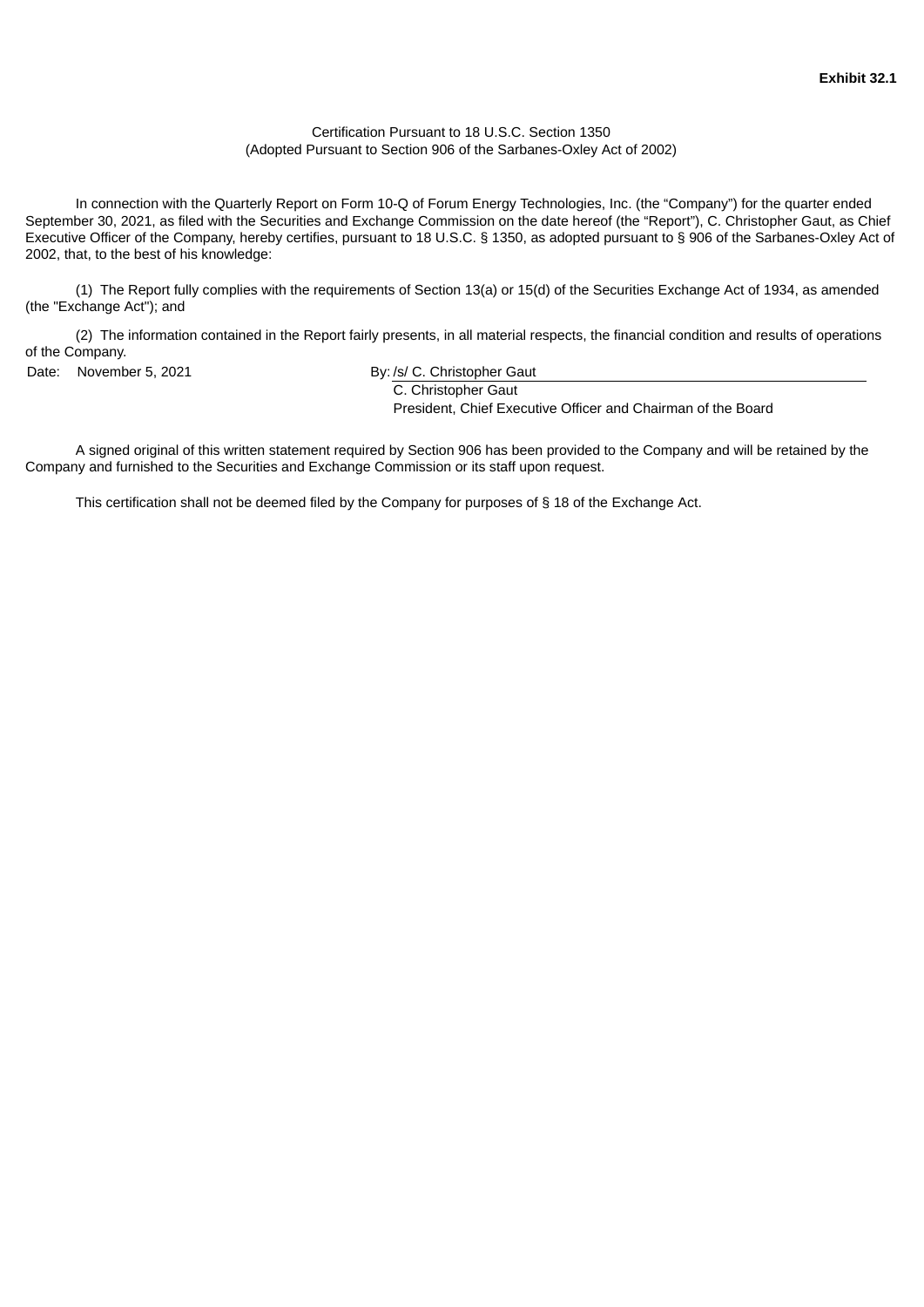**Exhibit 32.1**

Certification Pursuant to 18 U.S.C. Section 1350
(Adopted Pursuant to Section 906 of the Sarbanes-Oxley Act of 2002)

In connection with the Quarterly Report on Form 10-Q of Forum Energy Technologies, Inc. (the “Company”) for the quarter ended September 30, 2021, as filed with the Securities and Exchange Commission on the date hereof (the “Report”), C. Christopher Gaut, as Chief Executive Officer of the Company, hereby certifies, pursuant to 18 U.S.C. § 1350, as adopted pursuant to § 906 of the Sarbanes-Oxley Act of 2002, that, to the best of his knowledge:

(1) The Report fully complies with the requirements of Section 13(a) or 15(d) of the Securities Exchange Act of 1934, as amended (the "Exchange Act"); and

(2) The information contained in the Report fairly presents, in all material respects, the financial condition and results of operations of the Company.

Date: November 5, 2021

By: /s/ C. Christopher Gaut
C. Christopher Gaut
President, Chief Executive Officer and Chairman of the Board

A signed original of this written statement required by Section 906 has been provided to the Company and will be retained by the Company and furnished to the Securities and Exchange Commission or its staff upon request.

This certification shall not be deemed filed by the Company for purposes of § 18 of the Exchange Act.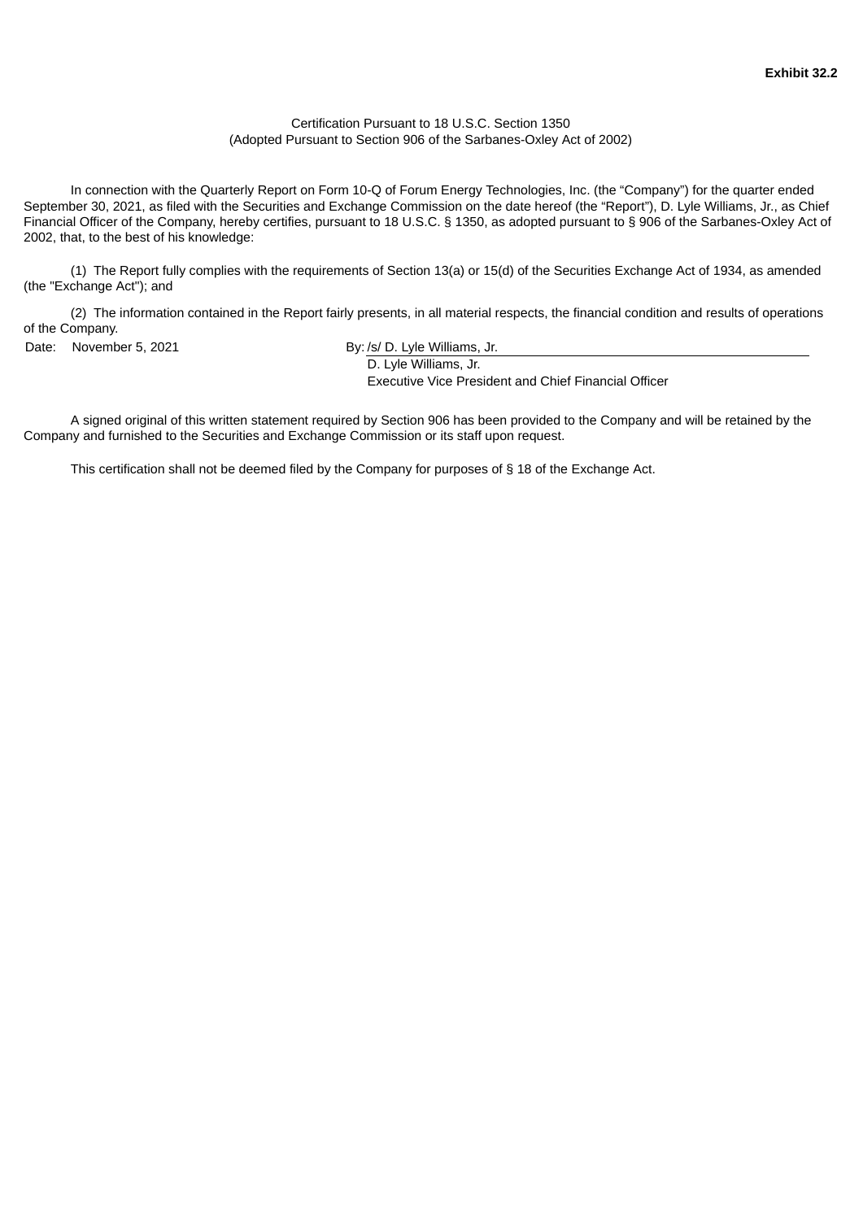**Exhibit 32.2**

Certification Pursuant to 18 U.S.C. Section 1350
(Adopted Pursuant to Section 906 of the Sarbanes-Oxley Act of 2002)

In connection with the Quarterly Report on Form 10-Q of Forum Energy Technologies, Inc. (the "Company") for the quarter ended September 30, 2021, as filed with the Securities and Exchange Commission on the date hereof (the "Report"), D. Lyle Williams, Jr., as Chief Financial Officer of the Company, hereby certifies, pursuant to 18 U.S.C. § 1350, as adopted pursuant to § 906 of the Sarbanes-Oxley Act of 2002, that, to the best of his knowledge:

(1) The Report fully complies with the requirements of Section 13(a) or 15(d) of the Securities Exchange Act of 1934, as amended (the "Exchange Act"); and

(2) The information contained in the Report fairly presents, in all material respects, the financial condition and results of operations of the Company.

Date: November 5, 2021

By: /s/ D. Lyle Williams, Jr.
D. Lyle Williams, Jr.
Executive Vice President and Chief Financial Officer

A signed original of this written statement required by Section 906 has been provided to the Company and will be retained by the Company and furnished to the Securities and Exchange Commission or its staff upon request.

This certification shall not be deemed filed by the Company for purposes of § 18 of the Exchange Act.